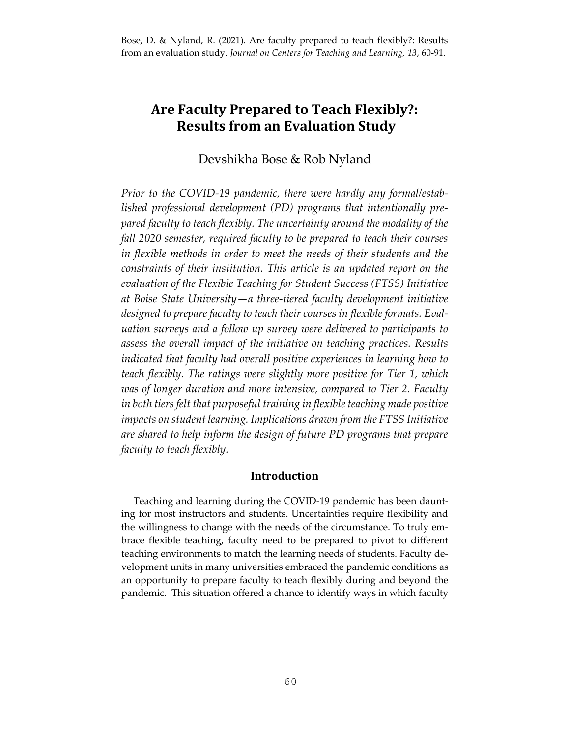Bose, D. & Nyland, R. (2021). Are faculty prepared to teach flexibly?: Results from an evaluation study. *Journal on Centers for Teaching and Learning, 13*, 60-91.

# Are Faculty Prepared to Teach Flexibly?: Results from an Evaluation Study

Devshikha Bose & Rob Nyland

*Prior to the COVID-19 pandemic, there were hardly any formal/established professional development (PD) programs that intentionally prepared faculty to teach flexibly. The uncertainty around the modality of the fall 2020 semester, required faculty to be prepared to teach their courses in flexible methods in order to meet the needs of their students and the constraints of their institution. This article is an updated report on the evaluation of the Flexible Teaching for Student Success (FTSS) Initiative at Boise State University—a three-tiered faculty development initiative designed to prepare faculty to teach their courses in flexible formats. Evaluation surveys and a follow up survey were delivered to participants to assess the overall impact of the initiative on teaching practices. Results indicated that faculty had overall positive experiences in learning how to teach flexibly. The ratings were slightly more positive for Tier 1, which was of longer duration and more intensive, compared to Tier 2. Faculty in both tiers felt that purposeful training in flexible teaching made positive impacts on student learning. Implications drawn from the FTSS Initiative are shared to help inform the design of future PD programs that prepare faculty to teach flexibly.*

## Introduction

Teaching and learning during the COVID-19 pandemic has been daunting for most instructors and students. Uncertainties require flexibility and the willingness to change with the needs of the circumstance. To truly embrace flexible teaching, faculty need to be prepared to pivot to different teaching environments to match the learning needs of students. Faculty development units in many universities embraced the pandemic conditions as an opportunity to prepare faculty to teach flexibly during and beyond the pandemic. This situation offered a chance to identify ways in which faculty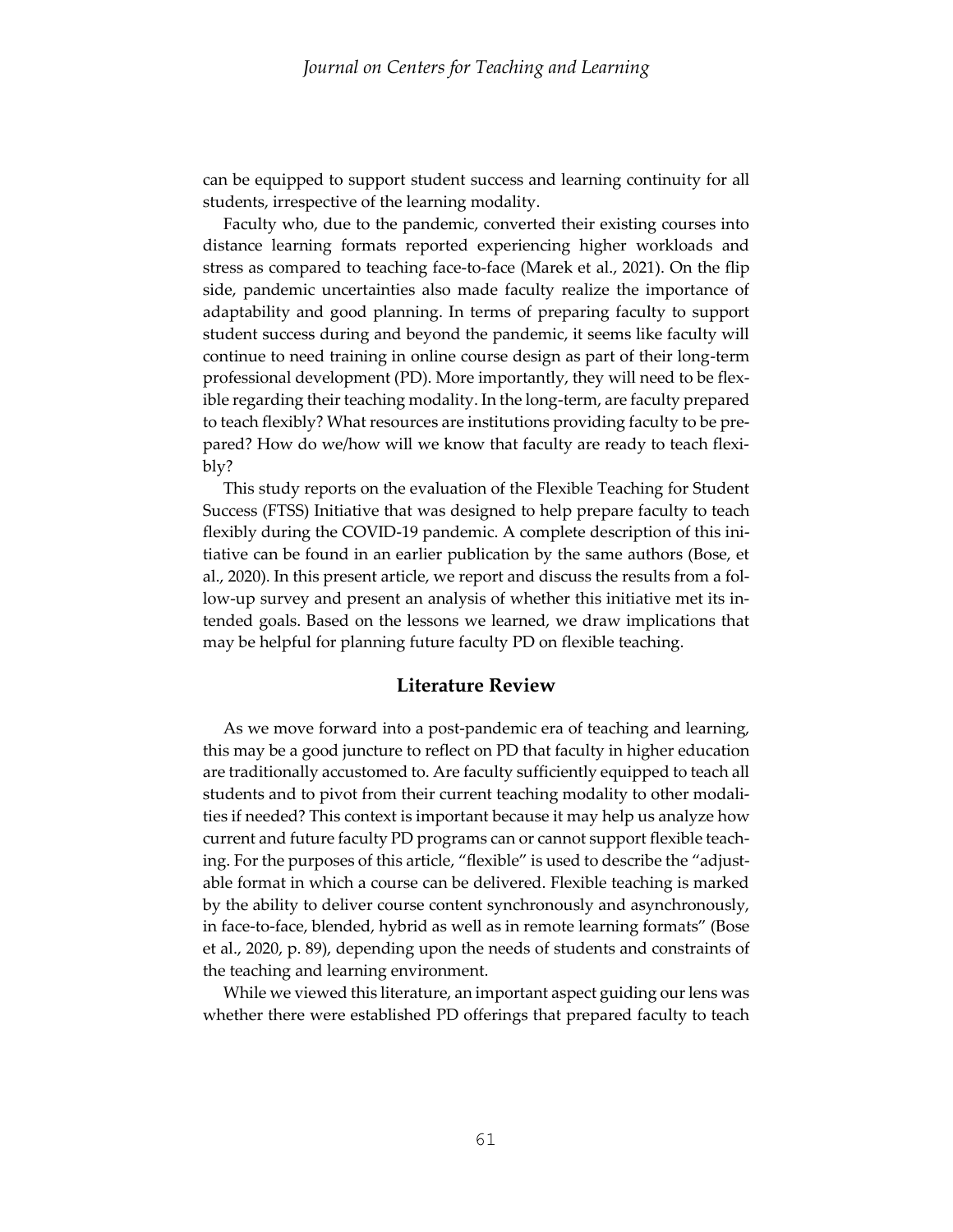can be equipped to support student success and learning continuity for all students, irrespective of the learning modality.

Faculty who, due to the pandemic, converted their existing courses into distance learning formats reported experiencing higher workloads and stress as compared to teaching face-to-face (Marek et al., 2021). On the flip side, pandemic uncertainties also made faculty realize the importance of adaptability and good planning. In terms of preparing faculty to support student success during and beyond the pandemic, it seems like faculty will continue to need training in online course design as part of their long-term professional development (PD). More importantly, they will need to be flexible regarding their teaching modality. In the long-term, are faculty prepared to teach flexibly? What resources are institutions providing faculty to be prepared? How do we/how will we know that faculty are ready to teach flexibly?

This study reports on the evaluation of the Flexible Teaching for Student Success (FTSS) Initiative that was designed to help prepare faculty to teach flexibly during the COVID-19 pandemic. A complete description of this initiative can be found in an earlier publication by the same authors (Bose, et al., 2020). In this present article, we report and discuss the results from a follow-up survey and present an analysis of whether this initiative met its intended goals. Based on the lessons we learned, we draw implications that may be helpful for planning future faculty PD on flexible teaching.

## Literature Review

As we move forward into a post-pandemic era of teaching and learning, this may be a good juncture to reflect on PD that faculty in higher education are traditionally accustomed to. Are faculty sufficiently equipped to teach all students and to pivot from their current teaching modality to other modalities if needed? This context is important because it may help us analyze how current and future faculty PD programs can or cannot support flexible teaching. For the purposes of this article, "flexible" is used to describe the "adjustable format in which a course can be delivered. Flexible teaching is marked by the ability to deliver course content synchronously and asynchronously, in face-to-face, blended, hybrid as well as in remote learning formats" (Bose et al., 2020, p. 89), depending upon the needs of students and constraints of the teaching and learning environment.

While we viewed this literature, an important aspect guiding our lens was whether there were established PD offerings that prepared faculty to teach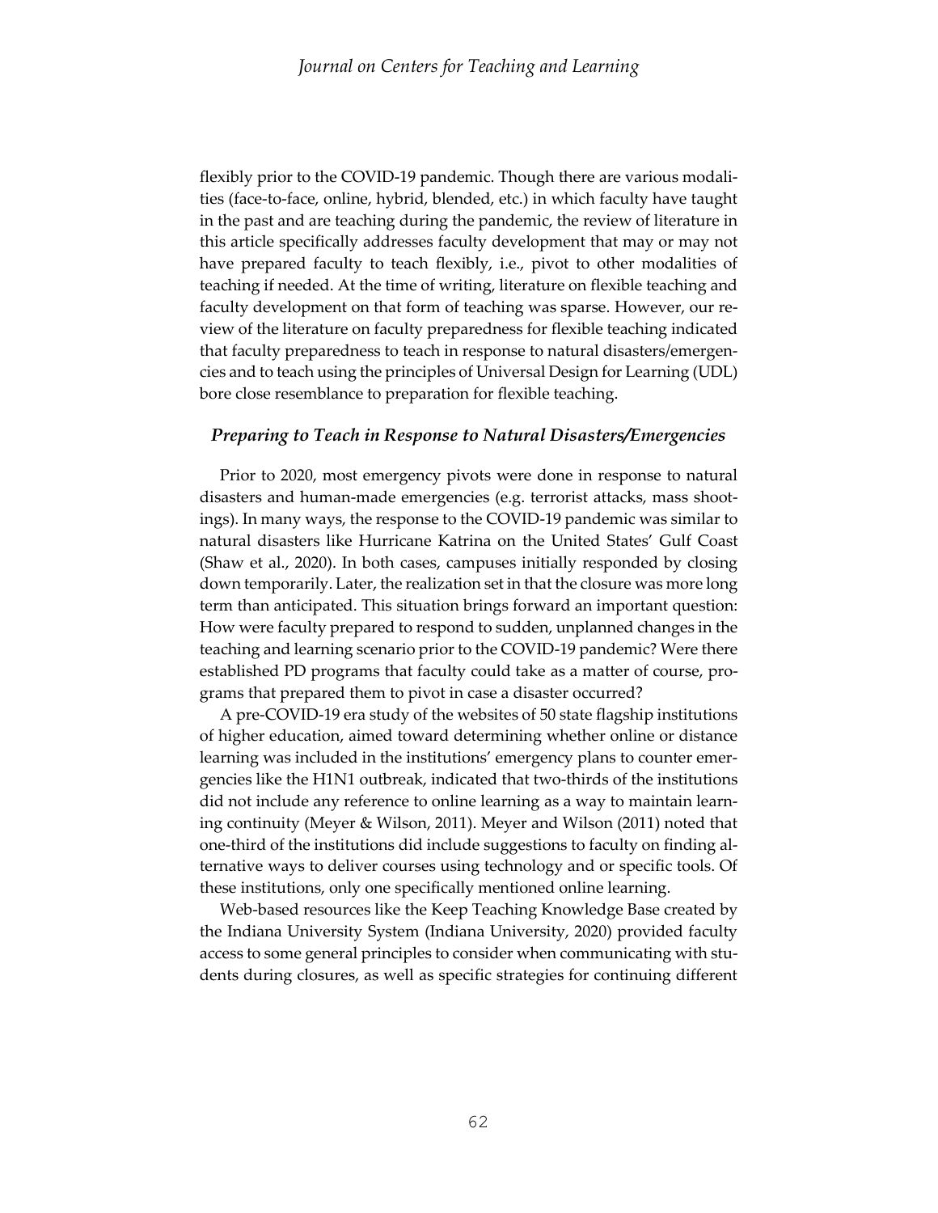flexibly prior to the COVID-19 pandemic. Though there are various modalities (face-to-face, online, hybrid, blended, etc.) in which faculty have taught in the past and are teaching during the pandemic, the review of literature in this article specifically addresses faculty development that may or may not have prepared faculty to teach flexibly, i.e., pivot to other modalities of teaching if needed. At the time of writing, literature on flexible teaching and faculty development on that form of teaching was sparse. However, our review of the literature on faculty preparedness for flexible teaching indicated that faculty preparedness to teach in response to natural disasters/emergencies and to teach using the principles of Universal Design for Learning (UDL) bore close resemblance to preparation for flexible teaching.

### *Preparing to Teach in Response to Natural Disasters/Emergencies*

Prior to 2020, most emergency pivots were done in response to natural disasters and human-made emergencies (e.g. terrorist attacks, mass shootings). In many ways, the response to the COVID-19 pandemic was similar to natural disasters like Hurricane Katrina on the United States' Gulf Coast (Shaw et al., 2020). In both cases, campuses initially responded by closing down temporarily. Later, the realization set in that the closure was more long term than anticipated. This situation brings forward an important question: How were faculty prepared to respond to sudden, unplanned changes in the teaching and learning scenario prior to the COVID-19 pandemic? Were there established PD programs that faculty could take as a matter of course, programs that prepared them to pivot in case a disaster occurred?

A pre-COVID-19 era study of the websites of 50 state flagship institutions of higher education, aimed toward determining whether online or distance learning was included in the institutions' emergency plans to counter emergencies like the H1N1 outbreak, indicated that two-thirds of the institutions did not include any reference to online learning as a way to maintain learning continuity (Meyer & Wilson, 2011). Meyer and Wilson (2011) noted that one-third of the institutions did include suggestions to faculty on finding alternative ways to deliver courses using technology and or specific tools. Of these institutions, only one specifically mentioned online learning.

Web-based resources like the Keep Teaching Knowledge Base created by the Indiana University System (Indiana University, 2020) provided faculty access to some general principles to consider when communicating with students during closures, as well as specific strategies for continuing different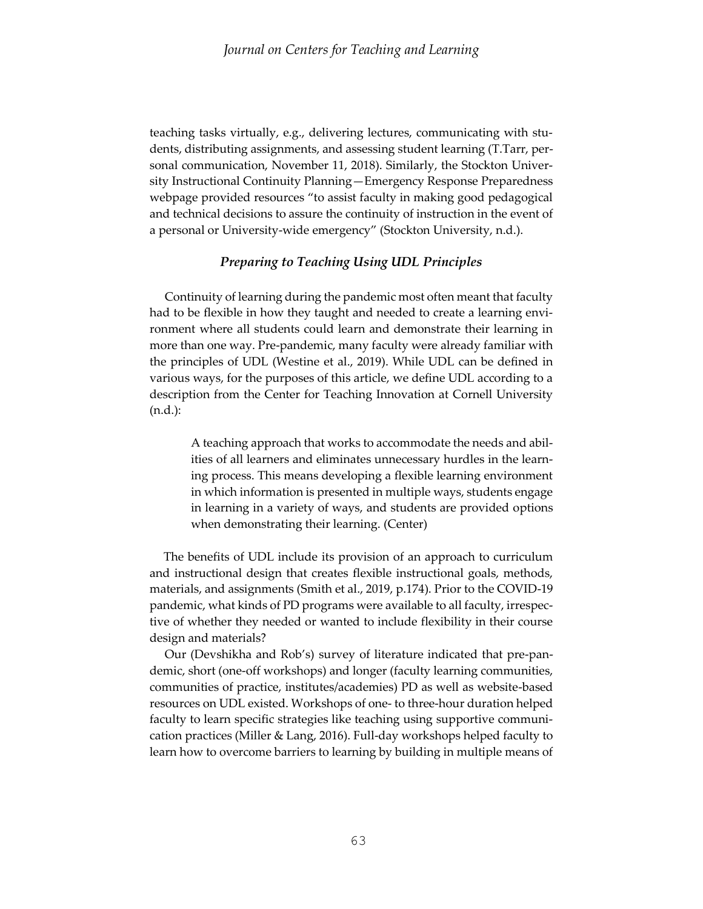teaching tasks virtually, e.g., delivering lectures, communicating with students, distributing assignments, and assessing student learning (T.Tarr, personal communication, November 11, 2018). Similarly, the Stockton University Instructional Continuity Planning—Emergency Response Preparedness webpage provided resources "to assist faculty in making good pedagogical and technical decisions to assure the continuity of instruction in the event of a personal or University-wide emergency" (Stockton University, n.d.).

### *Preparing to Teaching Using UDL Principles*

Continuity of learning during the pandemic most often meant that faculty had to be flexible in how they taught and needed to create a learning environment where all students could learn and demonstrate their learning in more than one way. Pre-pandemic, many faculty were already familiar with the principles of UDL (Westine et al., 2019). While UDL can be defined in various ways, for the purposes of this article, we define UDL according to a description from the Center for Teaching Innovation at Cornell University (n.d.):

> A teaching approach that works to accommodate the needs and abilities of all learners and eliminates unnecessary hurdles in the learning process. This means developing a flexible learning environment in which information is presented in multiple ways, students engage in learning in a variety of ways, and students are provided options when demonstrating their learning. (Center)

The benefits of UDL include its provision of an approach to curriculum and instructional design that creates flexible instructional goals, methods, materials, and assignments (Smith et al., 2019, p.174). Prior to the COVID-19 pandemic, what kinds of PD programs were available to all faculty, irrespective of whether they needed or wanted to include flexibility in their course design and materials?

Our (Devshikha and Rob's) survey of literature indicated that pre-pandemic, short (one-off workshops) and longer (faculty learning communities, communities of practice, institutes/academies) PD as well as website-based resources on UDL existed. Workshops of one- to three-hour duration helped faculty to learn specific strategies like teaching using supportive communication practices (Miller & Lang, 2016). Full-day workshops helped faculty to learn how to overcome barriers to learning by building in multiple means of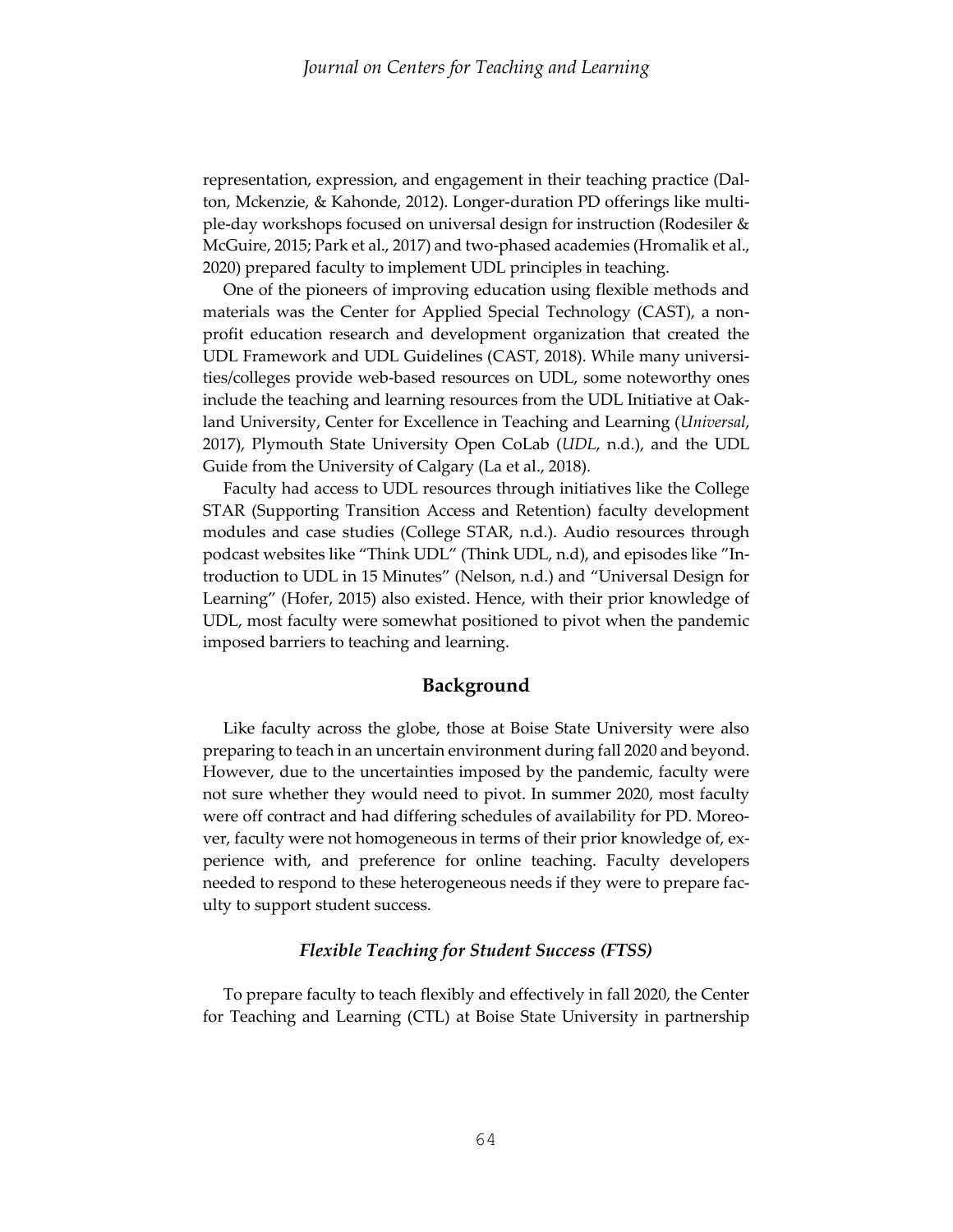representation, expression, and engagement in their teaching practice (Dalton, Mckenzie, & Kahonde, 2012). Longer-duration PD offerings like multiple-day workshops focused on universal design for instruction (Rodesiler & McGuire, 2015; Park et al., 2017) and two-phased academies (Hromalik et al., 2020) prepared faculty to implement UDL principles in teaching.

One of the pioneers of improving education using flexible methods and materials was the Center for Applied Special Technology (CAST), a non-profit education research and development organization that created the UDL Framework and UDL Guidelines (CAST, 2018). While many universities/colleges provide web-based resources on UDL, some noteworthy ones include the teaching and learning resources from the UDL Initiative at Oakland University, Center for Excellence in Teaching and Learning (*Universal*, 2017), Plymouth State University Open CoLab (*UDL*, n.d.), and the UDL Guide from the University of Calgary (La et al., 2018).

Faculty had access to UDL resources through initiatives like the College STAR (Supporting Transition Access and Retention) faculty development modules and case studies (College STAR, n.d.). Audio resources through podcast websites like "Think UDL" (Think UDL, n.d), and episodes like "Introduction to UDL in 15 Minutes" (Nelson, n.d.) and "Universal Design for Learning" (Hofer, 2015) also existed. Hence, with their prior knowledge of UDL, most faculty were somewhat positioned to pivot when the pandemic imposed barriers to teaching and learning.

## Background

Like faculty across the globe, those at Boise State University were also preparing to teach in an uncertain environment during fall 2020 and beyond. However, due to the uncertainties imposed by the pandemic, faculty were not sure whether they would need to pivot. In summer 2020, most faculty were off contract and had differing schedules of availability for PD. Moreover, faculty were not homogeneous in terms of their prior knowledge of, experience with, and preference for online teaching. Faculty developers needed to respond to these heterogeneous needs if they were to prepare faculty to support student success.

### *Flexible Teaching for Student Success (FTSS)*

To prepare faculty to teach flexibly and effectively in fall 2020, the Center for Teaching and Learning (CTL) at Boise State University in partnership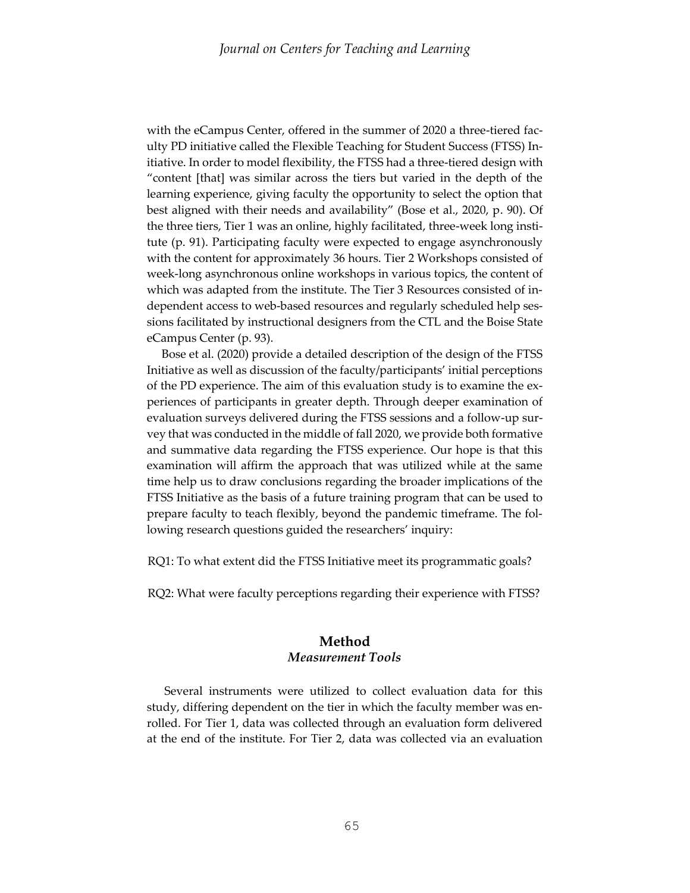with the eCampus Center, offered in the summer of 2020 a three-tiered faculty PD initiative called the Flexible Teaching for Student Success (FTSS) Initiative. In order to model flexibility, the FTSS had a three-tiered design with "content [that] was similar across the tiers but varied in the depth of the learning experience, giving faculty the opportunity to select the option that best aligned with their needs and availability" (Bose et al., 2020, p. 90). Of the three tiers, Tier 1 was an online, highly facilitated, three-week long institute (p. 91). Participating faculty were expected to engage asynchronously with the content for approximately 36 hours. Tier 2 Workshops consisted of week-long asynchronous online workshops in various topics, the content of which was adapted from the institute. The Tier 3 Resources consisted of independent access to web-based resources and regularly scheduled help sessions facilitated by instructional designers from the CTL and the Boise State eCampus Center (p. 93).

Bose et al. (2020) provide a detailed description of the design of the FTSS Initiative as well as discussion of the faculty/participants' initial perceptions of the PD experience. The aim of this evaluation study is to examine the experiences of participants in greater depth. Through deeper examination of evaluation surveys delivered during the FTSS sessions and a follow-up survey that was conducted in the middle of fall 2020, we provide both formative and summative data regarding the FTSS experience. Our hope is that this examination will affirm the approach that was utilized while at the same time help us to draw conclusions regarding the broader implications of the FTSS Initiative as the basis of a future training program that can be used to prepare faculty to teach flexibly, beyond the pandemic timeframe. The following research questions guided the researchers' inquiry:

RQ1: To what extent did the FTSS Initiative meet its programmatic goals?

RQ2: What were faculty perceptions regarding their experience with FTSS?

## Method

### *Measurement Tools*

Several instruments were utilized to collect evaluation data for this study, differing dependent on the tier in which the faculty member was enrolled. For Tier 1, data was collected through an evaluation form delivered at the end of the institute. For Tier 2, data was collected via an evaluation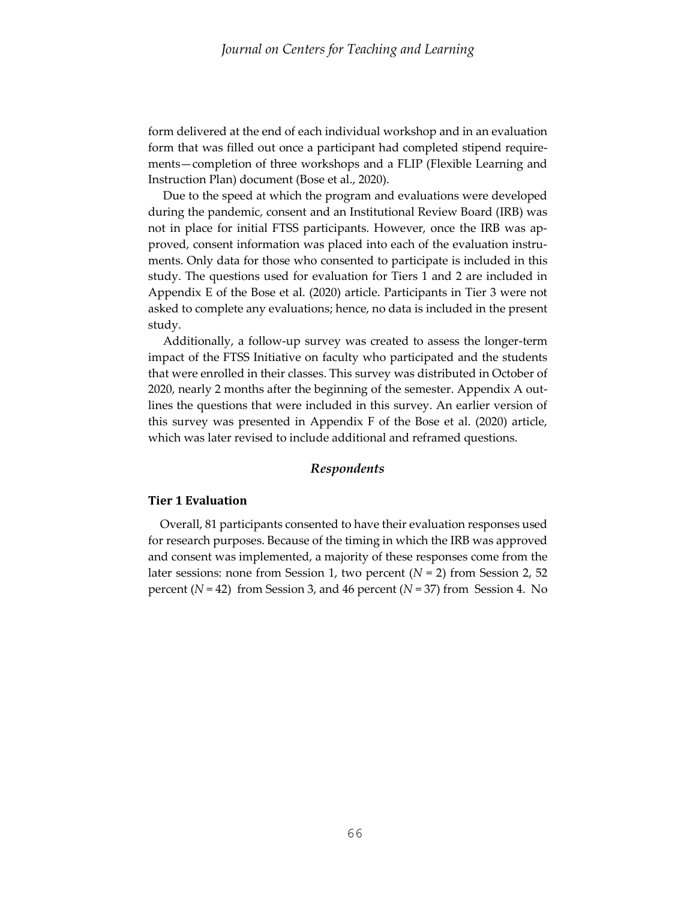form delivered at the end of each individual workshop and in an evaluation form that was filled out once a participant had completed stipend requirements—completion of three workshops and a FLIP (Flexible Learning and Instruction Plan) document (Bose et al., 2020).

Due to the speed at which the program and evaluations were developed during the pandemic, consent and an Institutional Review Board (IRB) was not in place for initial FTSS participants. However, once the IRB was approved, consent information was placed into each of the evaluation instruments. Only data for those who consented to participate is included in this study. The questions used for evaluation for Tiers 1 and 2 are included in Appendix E of the Bose et al. (2020) article. Participants in Tier 3 were not asked to complete any evaluations; hence, no data is included in the present study.

Additionally, a follow-up survey was created to assess the longer-term impact of the FTSS Initiative on faculty who participated and the students that were enrolled in their classes. This survey was distributed in October of 2020, nearly 2 months after the beginning of the semester. Appendix A outlines the questions that were included in this survey. An earlier version of this survey was presented in Appendix F of the Bose et al. (2020) article, which was later revised to include additional and reframed questions.

## *Respondents*

### Tier 1 Evaluation

Overall, 81 participants consented to have their evaluation responses used for research purposes. Because of the timing in which the IRB was approved and consent was implemented, a majority of these responses come from the later sessions: none from Session 1, two percent ($N$ = 2) from Session 2, 52 percent ($N$ = 42) from Session 3, and 46 percent ($N$ = 37) from Session 4. No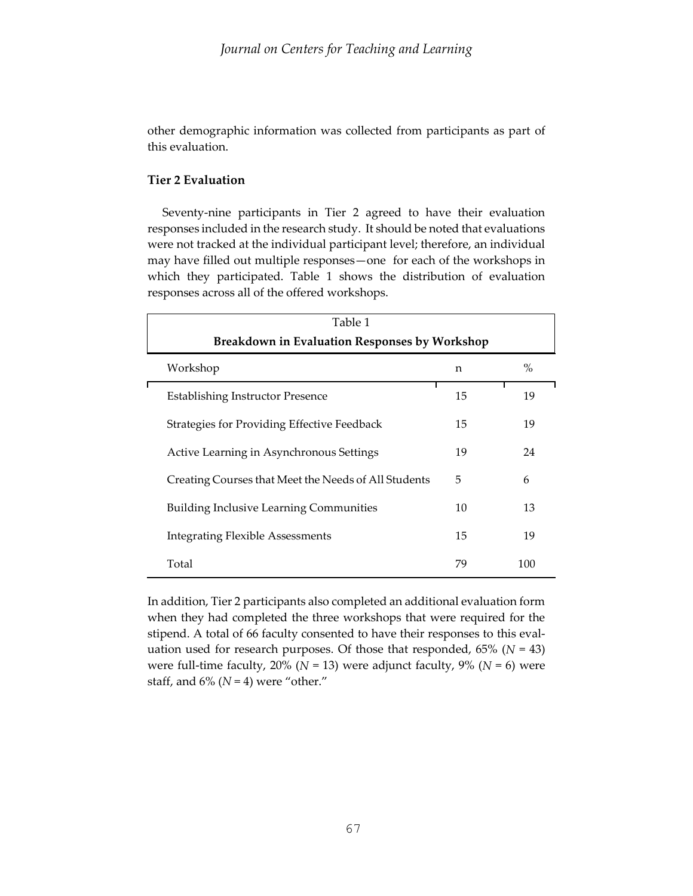other demographic information was collected from participants as part of this evaluation.

### Tier 2 Evaluation

Seventy-nine participants in Tier 2 agreed to have their evaluation responses included in the research study. It should be noted that evaluations were not tracked at the individual participant level; therefore, an individual may have filled out multiple responses—one for each of the workshops in which they participated. Table 1 shows the distribution of evaluation responses across all of the offered workshops.

Table 1

**Breakdown in Evaluation Responses by Workshop**

| Workshop | n | % |
|---|---|---|
| Establishing Instructor Presence | 15 | 19 |
| Strategies for Providing Effective Feedback | 15 | 19 |
| Active Learning in Asynchronous Settings | 19 | 24 |
| Creating Courses that Meet the Needs of All Students | 5 | 6 |
| Building Inclusive Learning Communities | 10 | 13 |
| Integrating Flexible Assessments | 15 | 19 |
| Total | 79 | 100 |

In addition, Tier 2 participants also completed an additional evaluation form when they had completed the three workshops that were required for the stipend. A total of 66 faculty consented to have their responses to this evaluation used for research purposes. Of those that responded, 65% ($N$ = 43) were full-time faculty, 20% ($N$ = 13) were adjunct faculty, 9% ($N$ = 6) were staff, and 6% ($N$ = 4) were "other."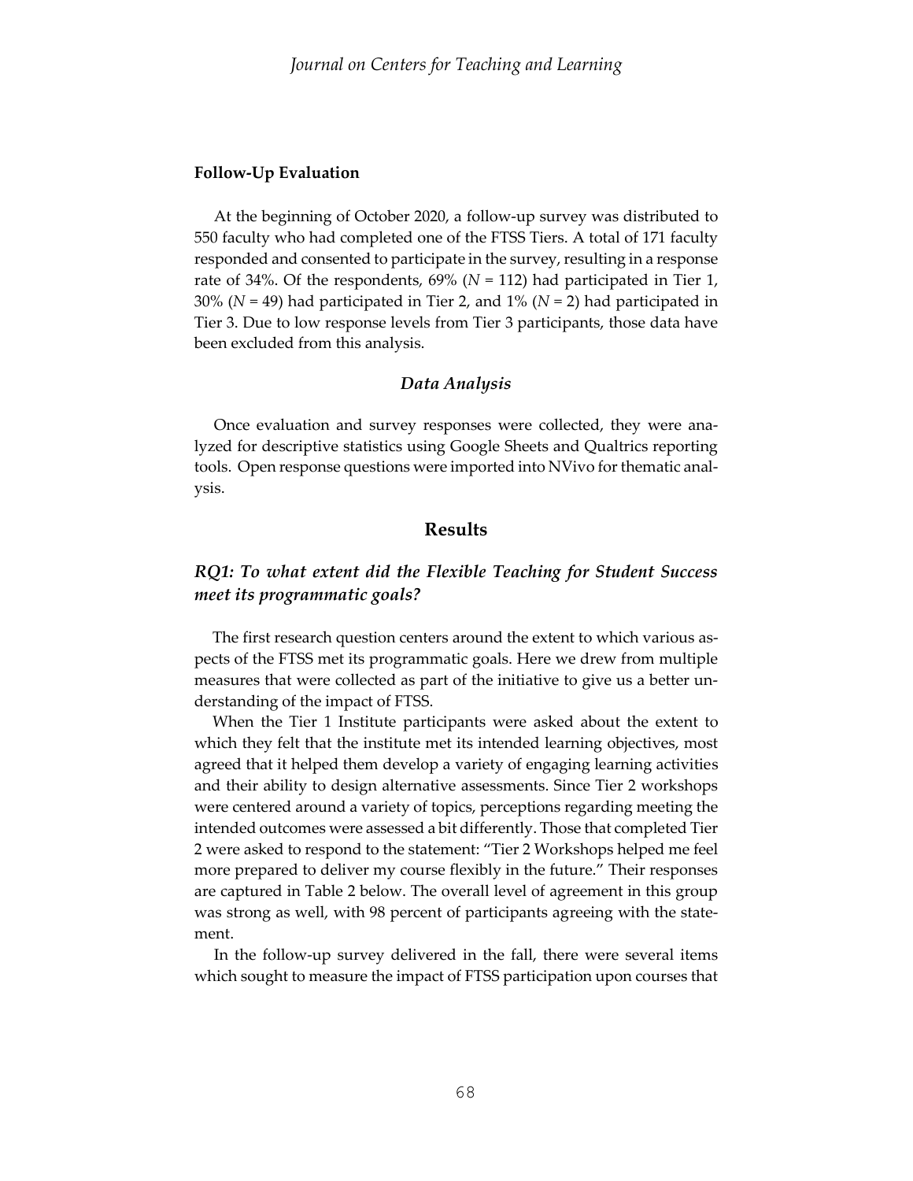### Follow-Up Evaluation

At the beginning of October 2020, a follow-up survey was distributed to 550 faculty who had completed one of the FTSS Tiers. A total of 171 faculty responded and consented to participate in the survey, resulting in a response rate of 34%. Of the respondents, 69% ($N$ = 112) had participated in Tier 1, 30% ($N$ = 49) had participated in Tier 2, and 1% ($N$ = 2) had participated in Tier 3. Due to low response levels from Tier 3 participants, those data have been excluded from this analysis.

### *Data Analysis*

Once evaluation and survey responses were collected, they were analyzed for descriptive statistics using Google Sheets and Qualtrics reporting tools. Open response questions were imported into NVivo for thematic analysis.

## Results

### *RQ1: To what extent did the Flexible Teaching for Student Success meet its programmatic goals?*

The first research question centers around the extent to which various aspects of the FTSS met its programmatic goals. Here we drew from multiple measures that were collected as part of the initiative to give us a better understanding of the impact of FTSS.

When the Tier 1 Institute participants were asked about the extent to which they felt that the institute met its intended learning objectives, most agreed that it helped them develop a variety of engaging learning activities and their ability to design alternative assessments. Since Tier 2 workshops were centered around a variety of topics, perceptions regarding meeting the intended outcomes were assessed a bit differently. Those that completed Tier 2 were asked to respond to the statement: "Tier 2 Workshops helped me feel more prepared to deliver my course flexibly in the future." Their responses are captured in Table 2 below. The overall level of agreement in this group was strong as well, with 98 percent of participants agreeing with the statement.

In the follow-up survey delivered in the fall, there were several items which sought to measure the impact of FTSS participation upon courses that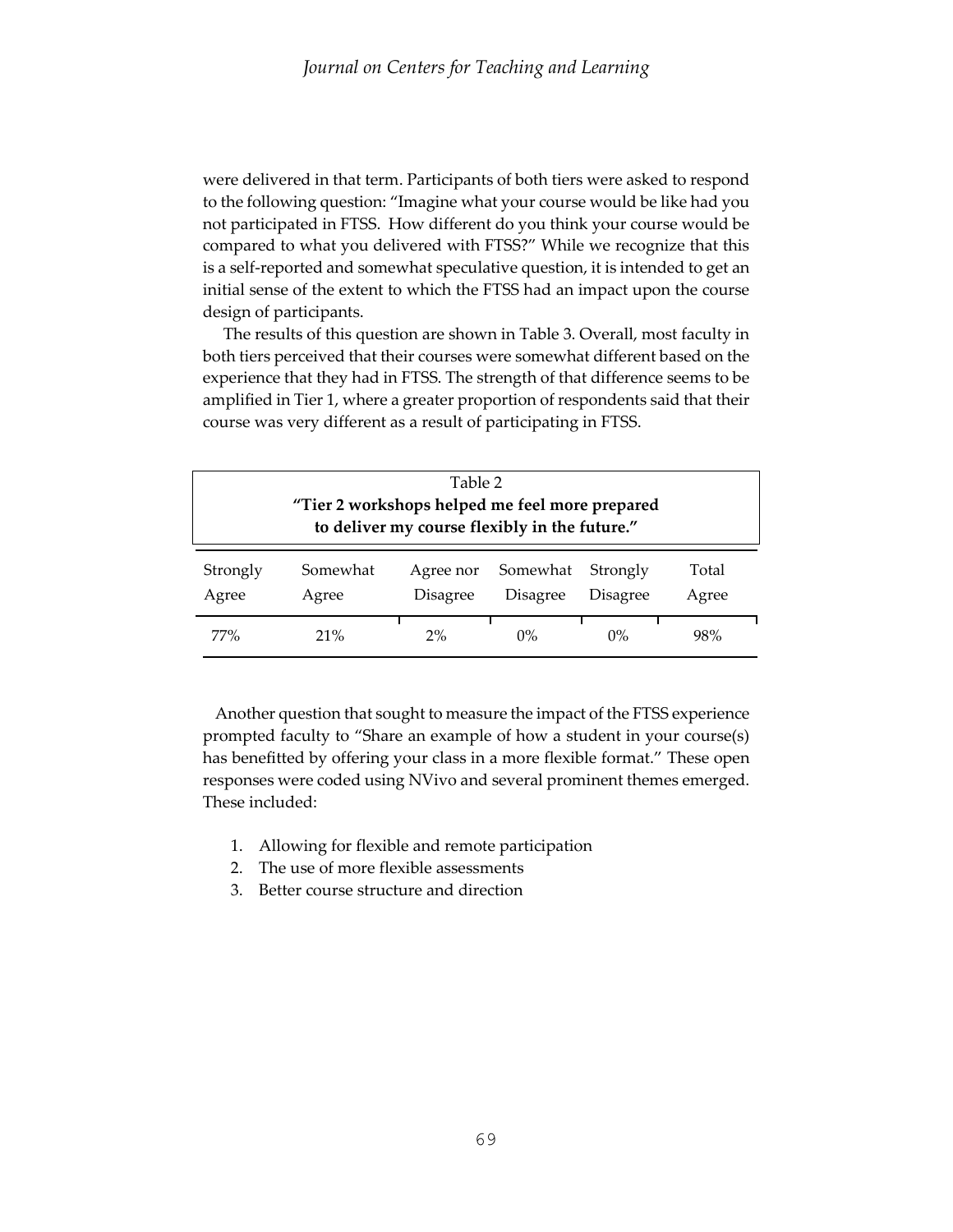were delivered in that term. Participants of both tiers were asked to respond to the following question: "Imagine what your course would be like had you not participated in FTSS. How different do you think your course would be compared to what you delivered with FTSS?" While we recognize that this is a self-reported and somewhat speculative question, it is intended to get an initial sense of the extent to which the FTSS had an impact upon the course design of participants.

The results of this question are shown in Table 3. Overall, most faculty in both tiers perceived that their courses were somewhat different based on the experience that they had in FTSS. The strength of that difference seems to be amplified in Tier 1, where a greater proportion of respondents said that their course was very different as a result of participating in FTSS.

Table 2
**"Tier 2 workshops helped me feel more prepared to deliver my course flexibly in the future."**

| Strongly Agree | Somewhat Agree | Agree nor Disagree | Somewhat Disagree | Strongly Disagree | Total Agree |
|---|---|---|---|---|---|
| 77% | 21% | 2% | 0% | 0% | 98% |

Another question that sought to measure the impact of the FTSS experience prompted faculty to "Share an example of how a student in your course(s) has benefitted by offering your class in a more flexible format." These open responses were coded using NVivo and several prominent themes emerged. These included:

1. Allowing for flexible and remote participation
2. The use of more flexible assessments
3. Better course structure and direction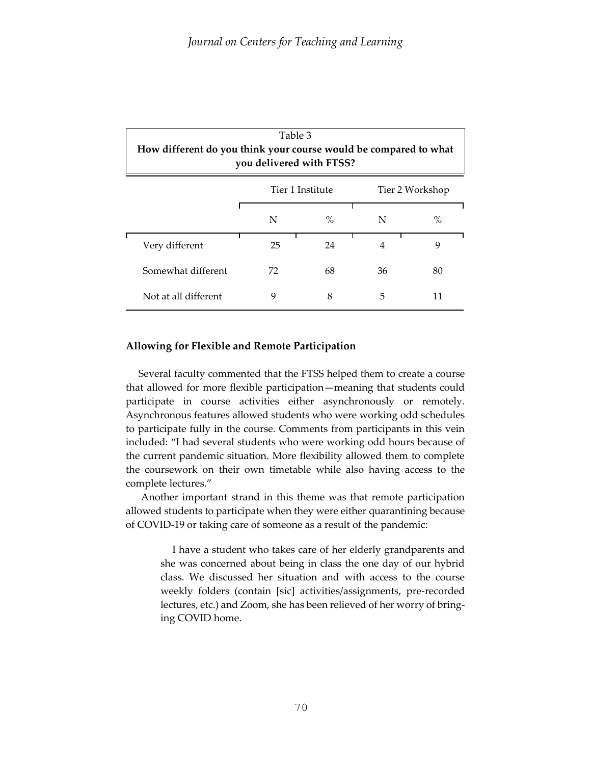Table 3

**How different do you think your course would be compared to what you delivered with FTSS?**

| | Tier 1 Institute | | Tier 2 Workshop | |
|---|---|---|---|---|
| | N | % | N | % |
| Very different | 25 | 24 | 4 | 9 |
| Somewhat different | 72 | 68 | 36 | 80 |
| Not at all different | 9 | 8 | 5 | 11 |

### Allowing for Flexible and Remote Participation

Several faculty commented that the FTSS helped them to create a course that allowed for more flexible participation—meaning that students could participate in course activities either asynchronously or remotely. Asynchronous features allowed students who were working odd schedules to participate fully in the course. Comments from participants in this vein included: "I had several students who were working odd hours because of the current pandemic situation. More flexibility allowed them to complete the coursework on their own timetable while also having access to the complete lectures."

Another important strand in this theme was that remote participation allowed students to participate when they were either quarantining because of COVID-19 or taking care of someone as a result of the pandemic:

> I have a student who takes care of her elderly grandparents and she was concerned about being in class the one day of our hybrid class. We discussed her situation and with access to the course weekly folders (contain [sic] activities/assignments, pre-recorded lectures, etc.) and Zoom, she has been relieved of her worry of bringing COVID home.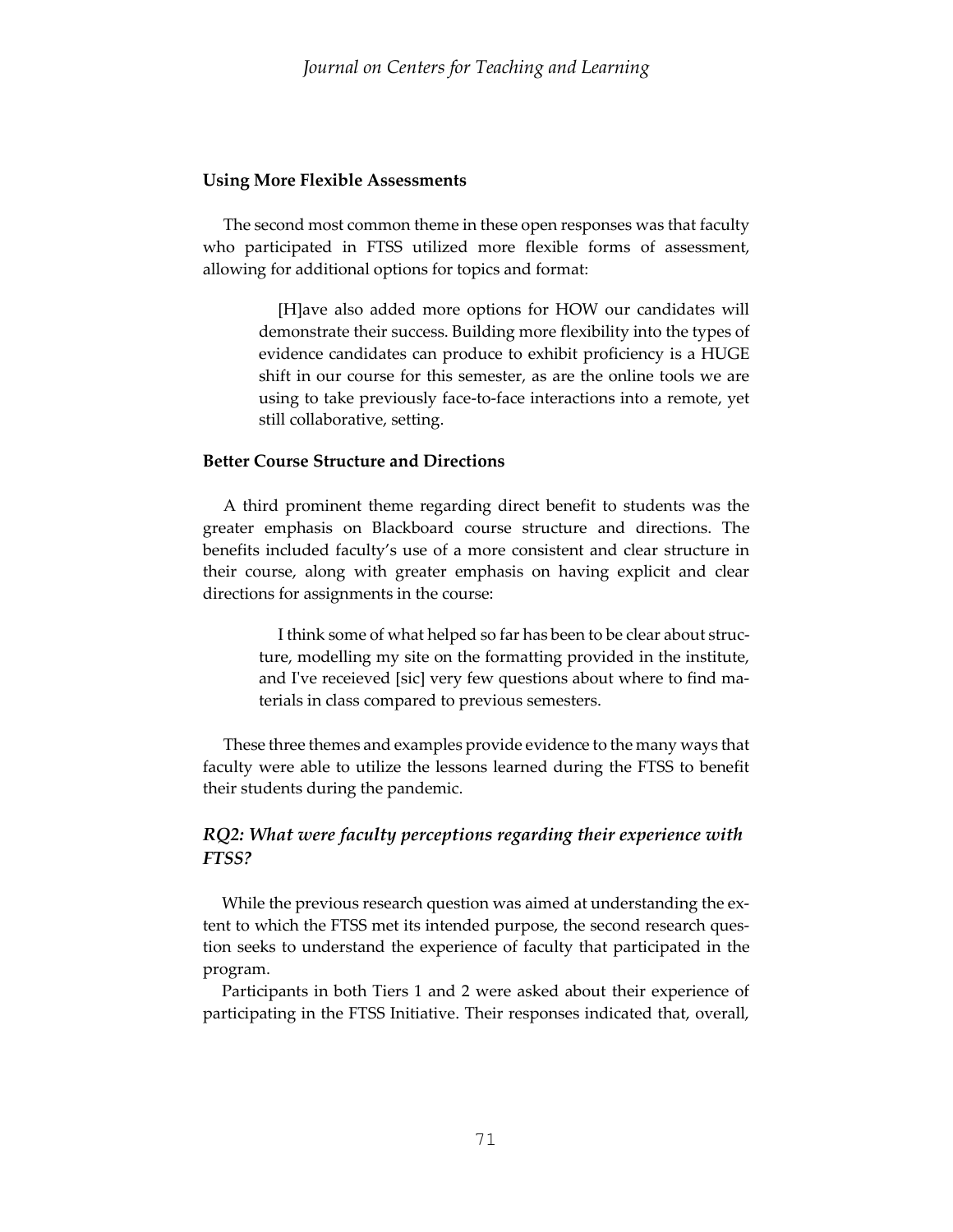### Using More Flexible Assessments

The second most common theme in these open responses was that faculty who participated in FTSS utilized more flexible forms of assessment, allowing for additional options for topics and format:

> [H]ave also added more options for HOW our candidates will demonstrate their success. Building more flexibility into the types of evidence candidates can produce to exhibit proficiency is a HUGE shift in our course for this semester, as are the online tools we are using to take previously face-to-face interactions into a remote, yet still collaborative, setting.

### Better Course Structure and Directions

A third prominent theme regarding direct benefit to students was the greater emphasis on Blackboard course structure and directions. The benefits included faculty's use of a more consistent and clear structure in their course, along with greater emphasis on having explicit and clear directions for assignments in the course:

> I think some of what helped so far has been to be clear about structure, modelling my site on the formatting provided in the institute, and I've receieved [sic] very few questions about where to find materials in class compared to previous semesters.

These three themes and examples provide evidence to the many ways that faculty were able to utilize the lessons learned during the FTSS to benefit their students during the pandemic.

## *RQ2: What were faculty perceptions regarding their experience with FTSS?*

While the previous research question was aimed at understanding the extent to which the FTSS met its intended purpose, the second research question seeks to understand the experience of faculty that participated in the program.

Participants in both Tiers 1 and 2 were asked about their experience of participating in the FTSS Initiative. Their responses indicated that, overall,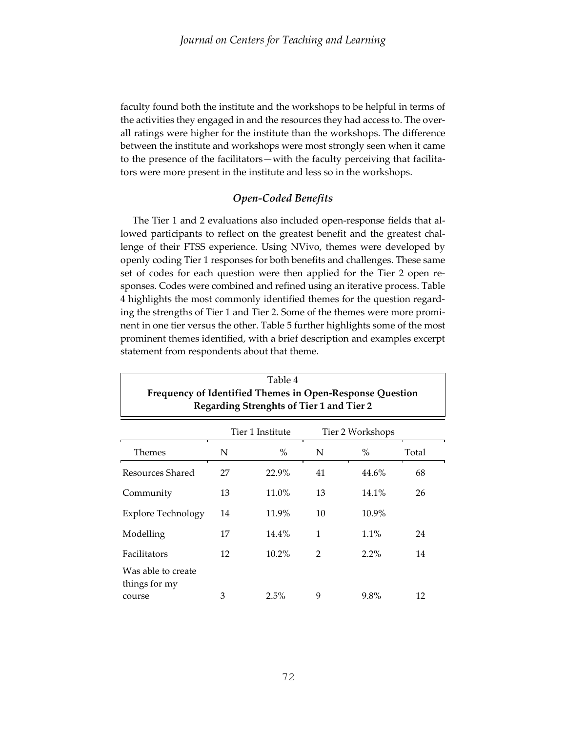faculty found both the institute and the workshops to be helpful in terms of the activities they engaged in and the resources they had access to. The overall ratings were higher for the institute than the workshops. The difference between the institute and workshops were most strongly seen when it came to the presence of the facilitators—with the faculty perceiving that facilitators were more present in the institute and less so in the workshops.

### *Open-Coded Benefits*

The Tier 1 and 2 evaluations also included open-response fields that allowed participants to reflect on the greatest benefit and the greatest challenge of their FTSS experience. Using NVivo, themes were developed by openly coding Tier 1 responses for both benefits and challenges. These same set of codes for each question were then applied for the Tier 2 open responses. Codes were combined and refined using an iterative process. Table 4 highlights the most commonly identified themes for the question regarding the strengths of Tier 1 and Tier 2. Some of the themes were more prominent in one tier versus the other. Table 5 further highlights some of the most prominent themes identified, with a brief description and examples excerpt statement from respondents about that theme.

Table 4
**Frequency of Identified Themes in Open-Response Question Regarding Strenghts of Tier 1 and Tier 2**

| | Tier 1 Institute | | Tier 2 Workshops | | |
|---|---|---|---|---|---|
| Themes | N | % | N | % | Total |
| Resources Shared | 27 | 22.9% | 41 | 44.6% | 68 |
| Community | 13 | 11.0% | 13 | 14.1% | 26 |
| Explore Technology | 14 | 11.9% | 10 | 10.9% | |
| Modelling | 17 | 14.4% | 1 | 1.1% | 24 |
| Facilitators | 12 | 10.2% | 2 | 2.2% | 14 |
| Was able to create things for my course | 3 | 2.5% | 9 | 9.8% | 12 |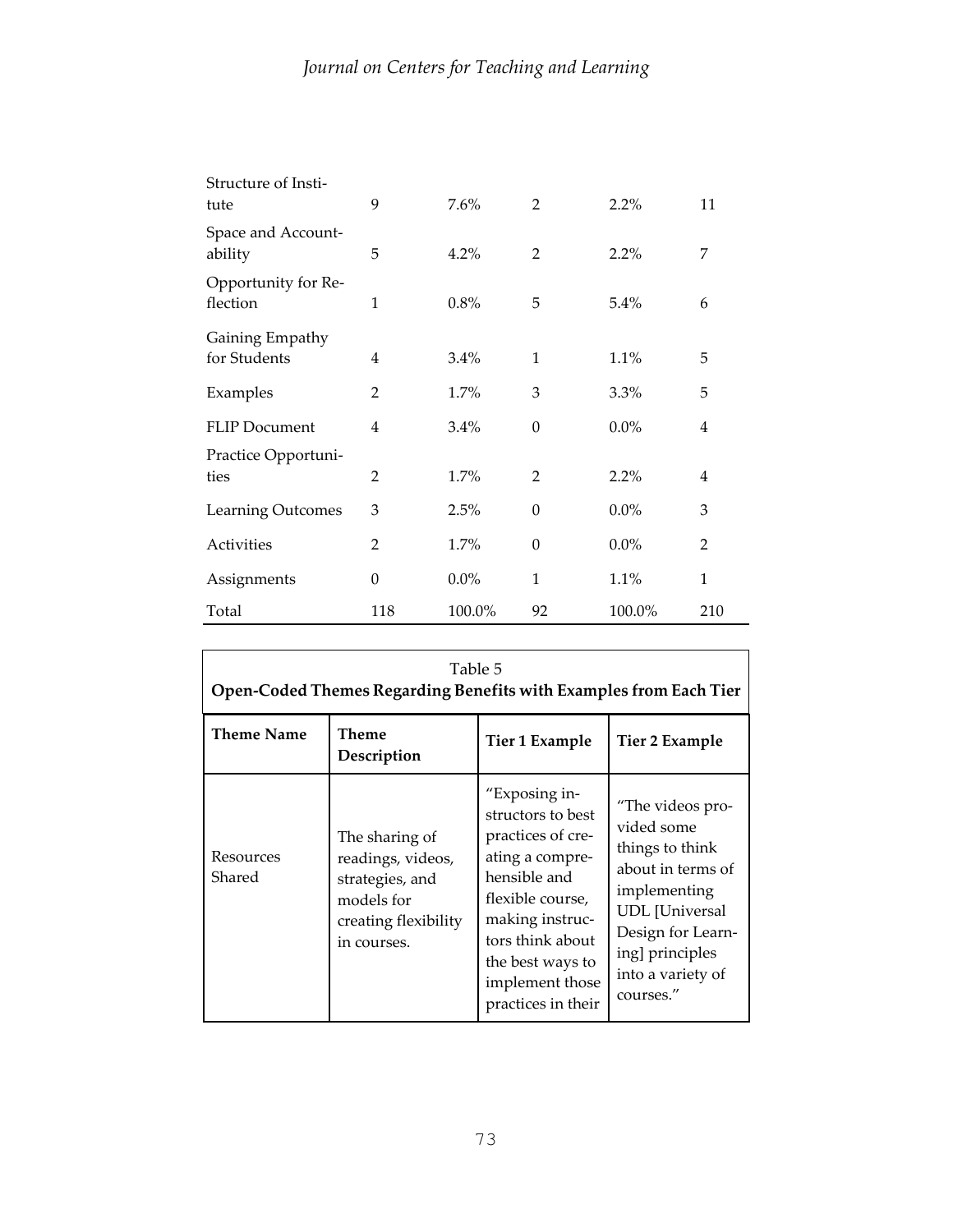| | | | | | |
|---|---|---|---|---|---|
| Structure of Institute | 9 | 7.6% | 2 | 2.2% | 11 |
| Space and Accountability | 5 | 4.2% | 2 | 2.2% | 7 |
| Opportunity for Reflection | 1 | 0.8% | 5 | 5.4% | 6 |
| Gaining Empathy for Students | 4 | 3.4% | 1 | 1.1% | 5 |
| Examples | 2 | 1.7% | 3 | 3.3% | 5 |
| FLIP Document | 4 | 3.4% | 0 | 0.0% | 4 |
| Practice Opportunities | 2 | 1.7% | 2 | 2.2% | 4 |
| Learning Outcomes | 3 | 2.5% | 0 | 0.0% | 3 |
| Activities | 2 | 1.7% | 0 | 0.0% | 2 |
| Assignments | 0 | 0.0% | 1 | 1.1% | 1 |
| Total | 118 | 100.0% | 92 | 100.0% | 210 |

Table 5
**Open-Coded Themes Regarding Benefits with Examples from Each Tier**

| Theme Name | Theme Description | Tier 1 Example | Tier 2 Example |
|---|---|---|---|
| Resources Shared | The sharing of readings, videos, strategies, and models for creating flexibility in courses. | "Exposing instructors to best practices of creating a comprehensible and flexible course, making instructors think about the best ways to implement those practices in their | "The videos provided some things to think about in terms of implementing UDL [Universal Design for Learning] principles into a variety of courses." |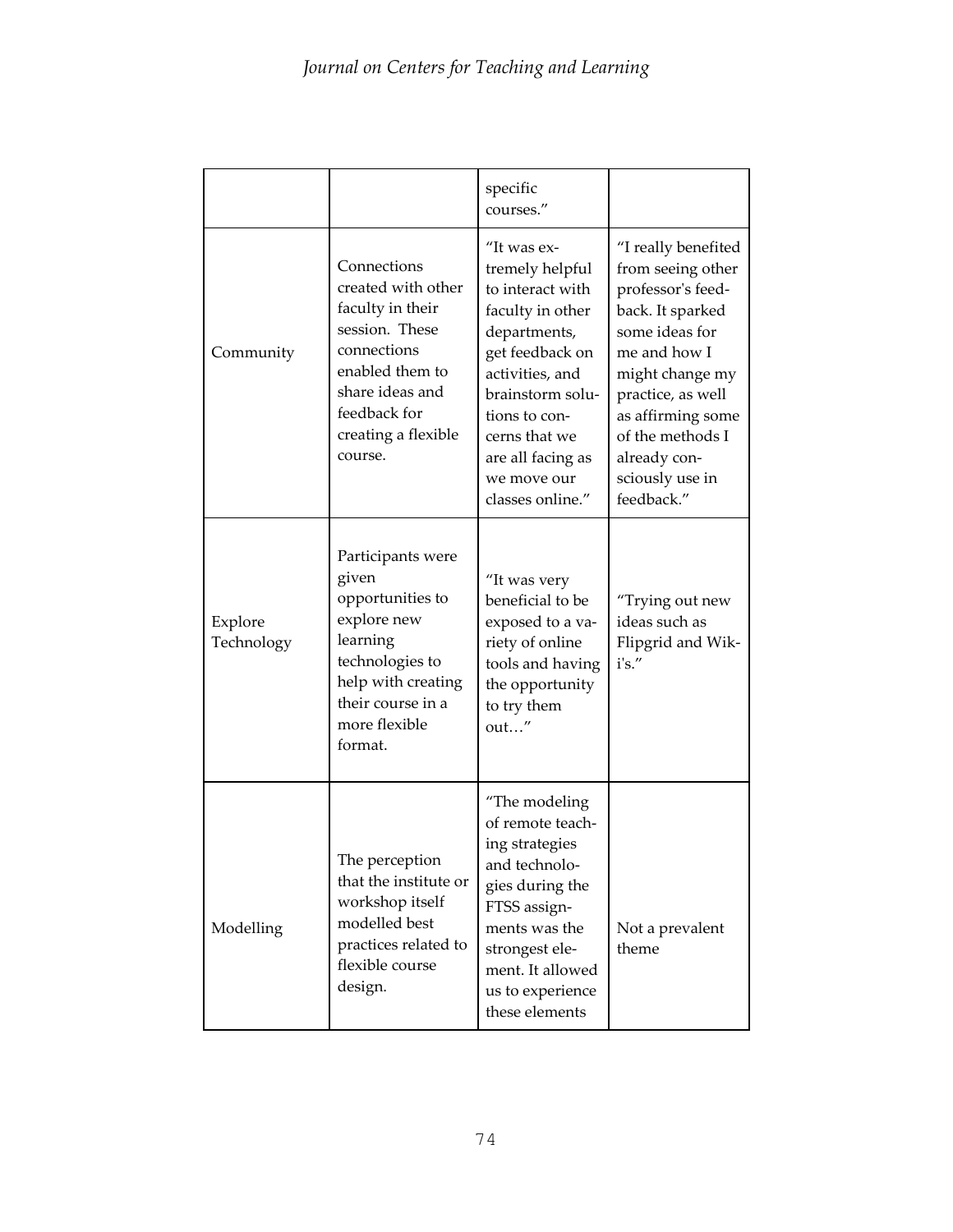| | | specific courses." | |
|---|---|---|---|
| Community | Connections created with other faculty in their session. These connections enabled them to share ideas and feedback for creating a flexible course. | "It was extremely helpful to interact with faculty in other departments, get feedback on activities, and brainstorm solutions to concerns that we are all facing as we move our classes online." | "I really benefited from seeing other professor's feedback. It sparked some ideas for me and how I might change my practice, as well as affirming some of the methods I already consciously use in feedback." |
| Explore Technology | Participants were given opportunities to explore new learning technologies to help with creating their course in a more flexible format. | "It was very beneficial to be exposed to a variety of online tools and having the opportunity to try them out…" | "Trying out new ideas such as Flipgrid and Wiki's." |
| Modelling | The perception that the institute or workshop itself modelled best practices related to flexible course design. | "The modeling of remote teaching strategies and technologies during the FTSS assignments was the strongest element. It allowed us to experience these elements | Not a prevalent theme |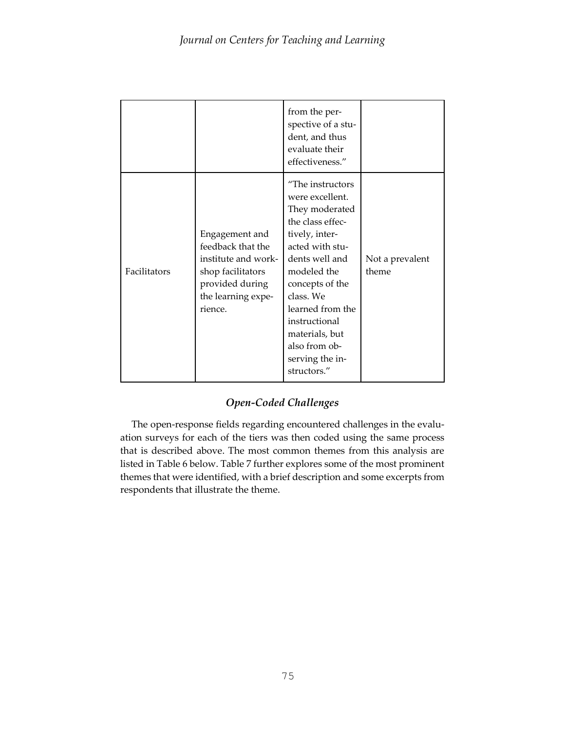| | | | |
|---|---|---|---|
| | | from the perspective of a student, and thus evaluate their effectiveness." | |
| Facilitators | Engagement and feedback that the institute and workshop facilitators provided during the learning experience. | "The instructors were excellent. They moderated the class effectively, interacted with students well and modeled the concepts of the class. We learned from the instructional materials, but also from observing the instructors." | Not a prevalent theme |

### *Open-Coded Challenges*

The open-response fields regarding encountered challenges in the evaluation surveys for each of the tiers was then coded using the same process that is described above. The most common themes from this analysis are listed in Table 6 below. Table 7 further explores some of the most prominent themes that were identified, with a brief description and some excerpts from respondents that illustrate the theme.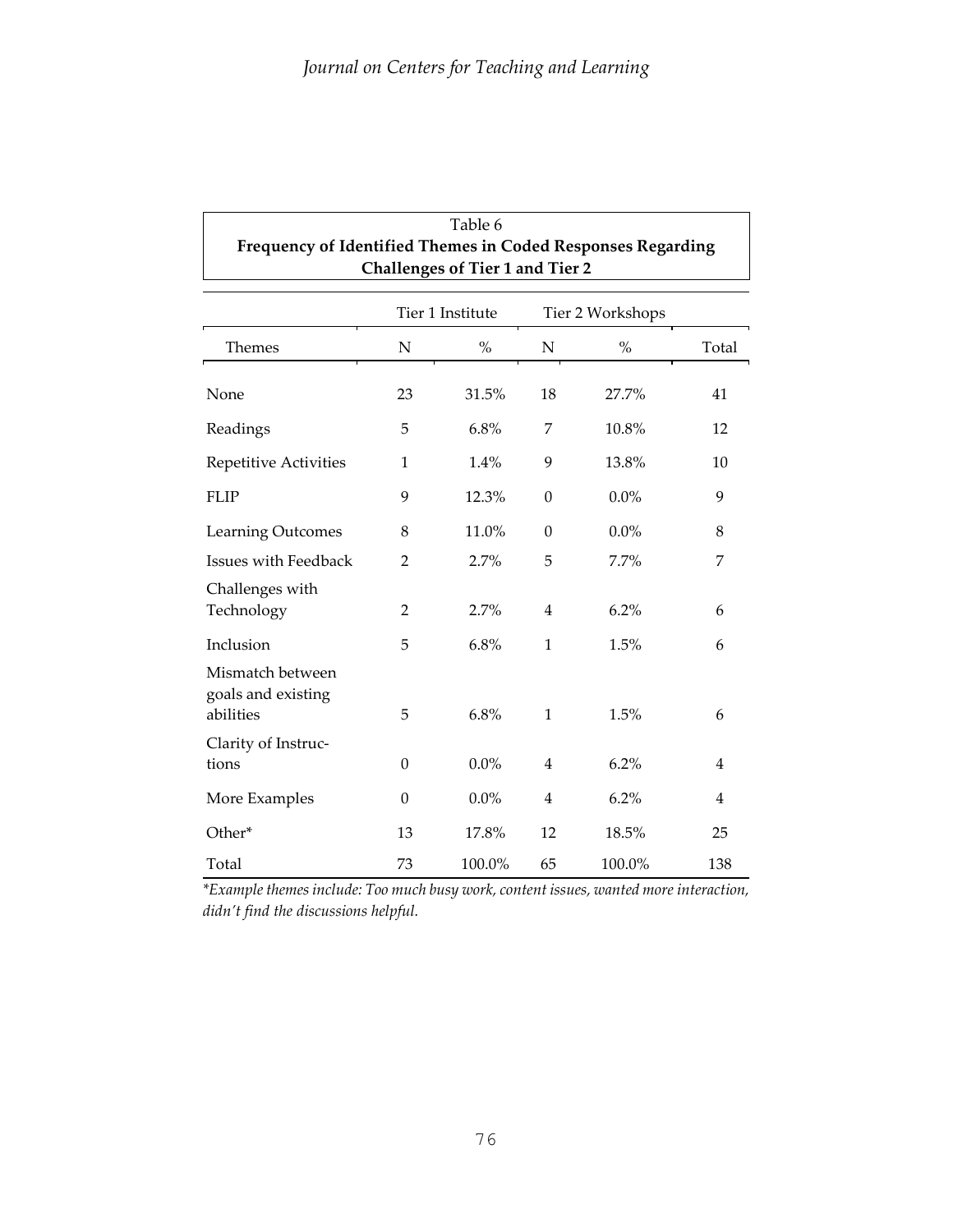Table 6

**Frequency of Identified Themes in Coded Responses Regarding Challenges of Tier 1 and Tier 2**

| | Tier 1 Institute | | Tier 2 Workshops | | |
|---|---|---|---|---|---|
| Themes | N | % | N | % | Total |
| None | 23 | 31.5% | 18 | 27.7% | 41 |
| Readings | 5 | 6.8% | 7 | 10.8% | 12 |
| Repetitive Activities | 1 | 1.4% | 9 | 13.8% | 10 |
| FLIP | 9 | 12.3% | 0 | 0.0% | 9 |
| Learning Outcomes | 8 | 11.0% | 0 | 0.0% | 8 |
| Issues with Feedback | 2 | 2.7% | 5 | 7.7% | 7 |
| Challenges with Technology | 2 | 2.7% | 4 | 6.2% | 6 |
| Inclusion | 5 | 6.8% | 1 | 1.5% | 6 |
| Mismatch between goals and existing abilities | 5 | 6.8% | 1 | 1.5% | 6 |
| Clarity of Instructions | 0 | 0.0% | 4 | 6.2% | 4 |
| More Examples | 0 | 0.0% | 4 | 6.2% | 4 |
| Other* | 13 | 17.8% | 12 | 18.5% | 25 |
| Total | 73 | 100.0% | 65 | 100.0% | 138 |

*\*Example themes include: Too much busy work, content issues, wanted more interaction, didn't find the discussions helpful.*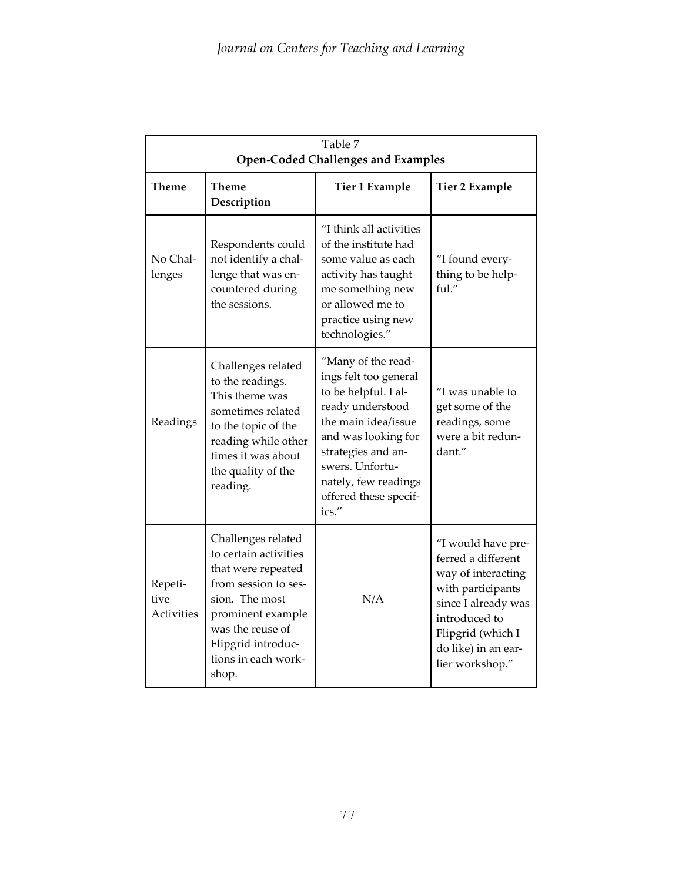Table 7
**Open-Coded Challenges and Examples**

| Theme | Theme Description | Tier 1 Example | Tier 2 Example |
|---|---|---|---|
| No Challenges | Respondents could not identify a challenge that was encountered during the sessions. | "I think all activities of the institute had some value as each activity has taught me something new or allowed me to practice using new technologies." | "I found everything to be helpful." |
| Readings | Challenges related to the readings. This theme was sometimes related to the topic of the reading while other times it was about the quality of the reading. | "Many of the readings felt too general to be helpful. I already understood the main idea/issue and was looking for strategies and answers. Unfortunately, few readings offered these specifics." | "I was unable to get some of the readings, some were a bit redundant." |
| Repetitive Activities | Challenges related to certain activities that were repeated from session to session. The most prominent example was the reuse of Flipgrid introductions in each workshop. | N/A | "I would have preferred a different way of interacting with participants since I already was introduced to Flipgrid (which I do like) in an earlier workshop." |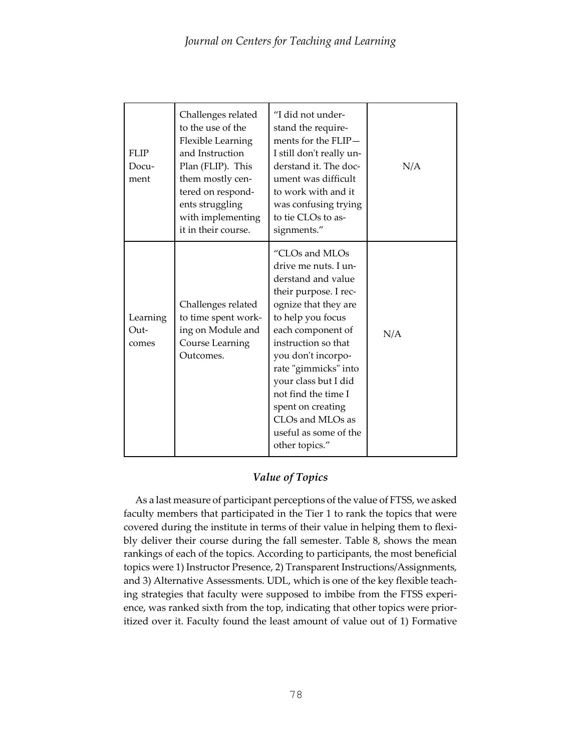| | | | |
|---|---|---|---|
| FLIP Document | Challenges related to the use of the Flexible Learning and Instruction Plan (FLIP). This them mostly centered on respondents struggling with implementing it in their course. | "I did not understand the requirements for the FLIP—I still don't really understand it. The document was difficult to work with and it was confusing trying to tie CLOs to assignments." | N/A |
| Learning Outcomes | Challenges related to time spent working on Module and Course Learning Outcomes. | "CLOs and MLOs drive me nuts. I understand and value their purpose. I recognize that they are to help you focus each component of instruction so that you don't incorporate "gimmicks" into your class but I did not find the time I spent on creating CLOs and MLOs as useful as some of the other topics." | N/A |

### *Value of Topics*

As a last measure of participant perceptions of the value of FTSS, we asked faculty members that participated in the Tier 1 to rank the topics that were covered during the institute in terms of their value in helping them to flexibly deliver their course during the fall semester. Table 8, shows the mean rankings of each of the topics. According to participants, the most beneficial topics were 1) Instructor Presence, 2) Transparent Instructions/Assignments, and 3) Alternative Assessments. UDL, which is one of the key flexible teaching strategies that faculty were supposed to imbibe from the FTSS experience, was ranked sixth from the top, indicating that other topics were prioritized over it. Faculty found the least amount of value out of 1) Formative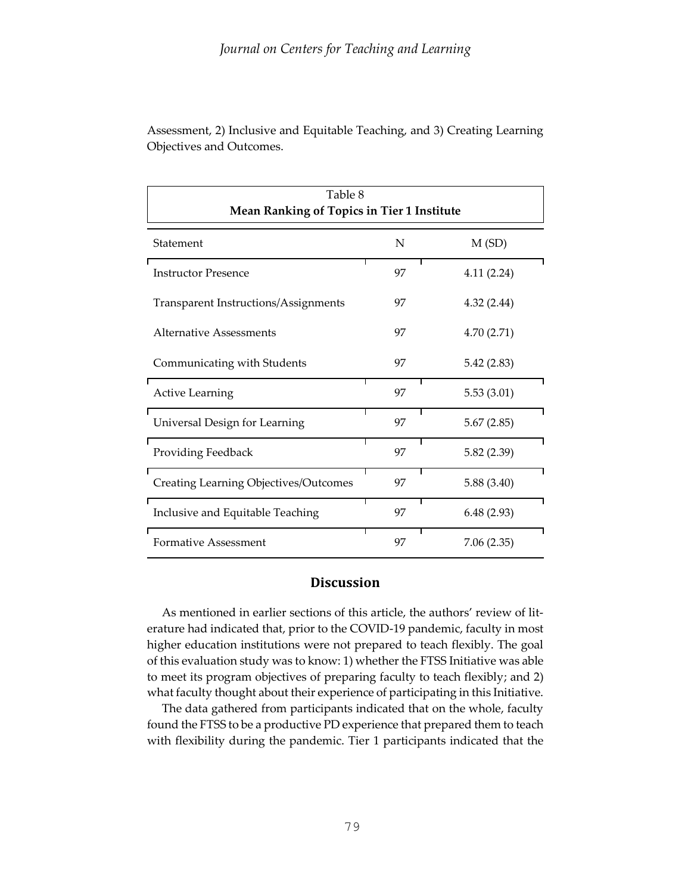Assessment, 2) Inclusive and Equitable Teaching, and 3) Creating Learning Objectives and Outcomes.

Table 8

**Mean Ranking of Topics in Tier 1 Institute**

| Statement | N | M (SD) |
|---|---|---|
| Instructor Presence | 97 | 4.11 (2.24) |
| Transparent Instructions/Assignments | 97 | 4.32 (2.44) |
| Alternative Assessments | 97 | 4.70 (2.71) |
| Communicating with Students | 97 | 5.42 (2.83) |
| Active Learning | 97 | 5.53 (3.01) |
| Universal Design for Learning | 97 | 5.67 (2.85) |
| Providing Feedback | 97 | 5.82 (2.39) |
| Creating Learning Objectives/Outcomes | 97 | 5.88 (3.40) |
| Inclusive and Equitable Teaching | 97 | 6.48 (2.93) |
| Formative Assessment | 97 | 7.06 (2.35) |

## Discussion

As mentioned in earlier sections of this article, the authors' review of literature had indicated that, prior to the COVID-19 pandemic, faculty in most higher education institutions were not prepared to teach flexibly. The goal of this evaluation study was to know: 1) whether the FTSS Initiative was able to meet its program objectives of preparing faculty to teach flexibly; and 2) what faculty thought about their experience of participating in this Initiative.

The data gathered from participants indicated that on the whole, faculty found the FTSS to be a productive PD experience that prepared them to teach with flexibility during the pandemic. Tier 1 participants indicated that the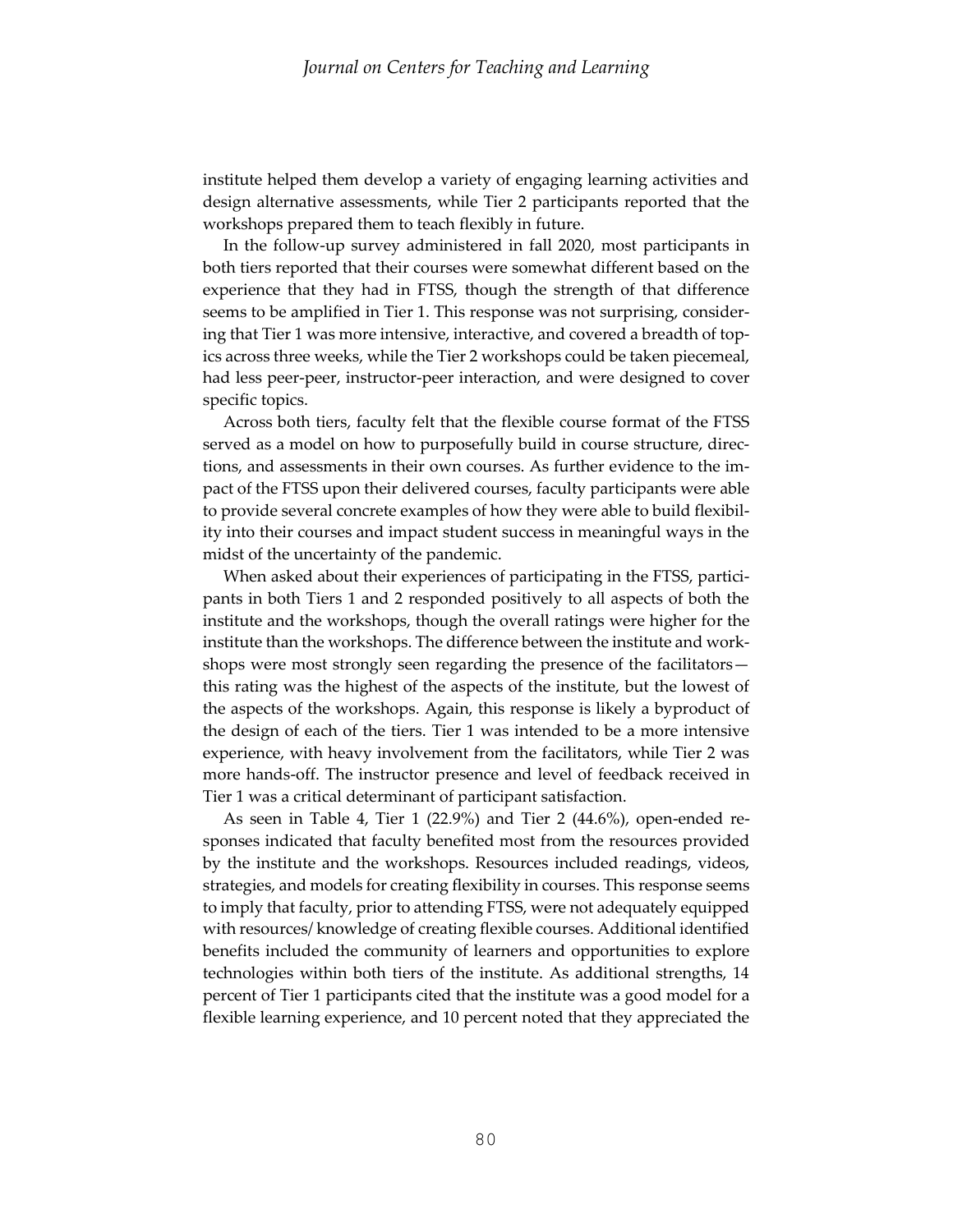institute helped them develop a variety of engaging learning activities and design alternative assessments, while Tier 2 participants reported that the workshops prepared them to teach flexibly in future.

In the follow-up survey administered in fall 2020, most participants in both tiers reported that their courses were somewhat different based on the experience that they had in FTSS, though the strength of that difference seems to be amplified in Tier 1. This response was not surprising, considering that Tier 1 was more intensive, interactive, and covered a breadth of topics across three weeks, while the Tier 2 workshops could be taken piecemeal, had less peer-peer, instructor-peer interaction, and were designed to cover specific topics.

Across both tiers, faculty felt that the flexible course format of the FTSS served as a model on how to purposefully build in course structure, directions, and assessments in their own courses. As further evidence to the impact of the FTSS upon their delivered courses, faculty participants were able to provide several concrete examples of how they were able to build flexibility into their courses and impact student success in meaningful ways in the midst of the uncertainty of the pandemic.

When asked about their experiences of participating in the FTSS, participants in both Tiers 1 and 2 responded positively to all aspects of both the institute and the workshops, though the overall ratings were higher for the institute than the workshops. The difference between the institute and workshops were most strongly seen regarding the presence of the facilitators—this rating was the highest of the aspects of the institute, but the lowest of the aspects of the workshops. Again, this response is likely a byproduct of the design of each of the tiers. Tier 1 was intended to be a more intensive experience, with heavy involvement from the facilitators, while Tier 2 was more hands-off. The instructor presence and level of feedback received in Tier 1 was a critical determinant of participant satisfaction.

As seen in Table 4, Tier 1 (22.9%) and Tier 2 (44.6%), open-ended responses indicated that faculty benefited most from the resources provided by the institute and the workshops. Resources included readings, videos, strategies, and models for creating flexibility in courses. This response seems to imply that faculty, prior to attending FTSS, were not adequately equipped with resources/ knowledge of creating flexible courses. Additional identified benefits included the community of learners and opportunities to explore technologies within both tiers of the institute. As additional strengths, 14 percent of Tier 1 participants cited that the institute was a good model for a flexible learning experience, and 10 percent noted that they appreciated the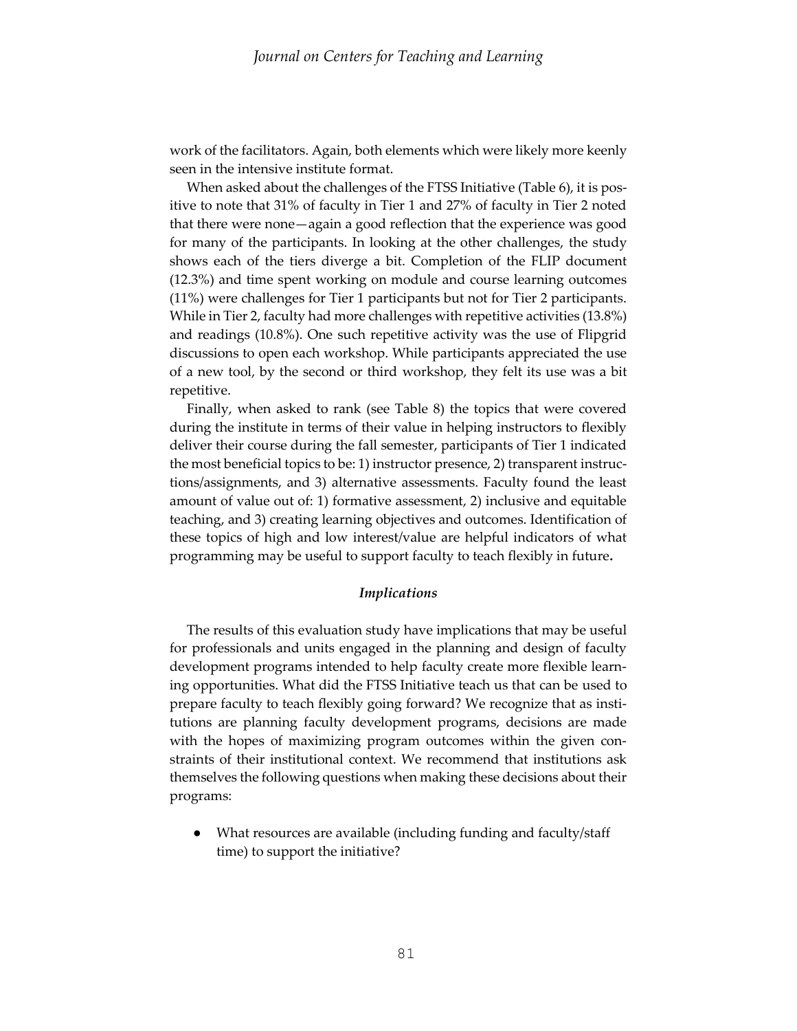work of the facilitators. Again, both elements which were likely more keenly seen in the intensive institute format.

When asked about the challenges of the FTSS Initiative (Table 6), it is positive to note that 31% of faculty in Tier 1 and 27% of faculty in Tier 2 noted that there were none—again a good reflection that the experience was good for many of the participants. In looking at the other challenges, the study shows each of the tiers diverge a bit. Completion of the FLIP document (12.3%) and time spent working on module and course learning outcomes (11%) were challenges for Tier 1 participants but not for Tier 2 participants. While in Tier 2, faculty had more challenges with repetitive activities (13.8%) and readings (10.8%). One such repetitive activity was the use of Flipgrid discussions to open each workshop. While participants appreciated the use of a new tool, by the second or third workshop, they felt its use was a bit repetitive.

Finally, when asked to rank (see Table 8) the topics that were covered during the institute in terms of their value in helping instructors to flexibly deliver their course during the fall semester, participants of Tier 1 indicated the most beneficial topics to be: 1) instructor presence, 2) transparent instructions/assignments, and 3) alternative assessments. Faculty found the least amount of value out of: 1) formative assessment, 2) inclusive and equitable teaching, and 3) creating learning objectives and outcomes. Identification of these topics of high and low interest/value are helpful indicators of what programming may be useful to support faculty to teach flexibly in future**.**

### *Implications*

The results of this evaluation study have implications that may be useful for professionals and units engaged in the planning and design of faculty development programs intended to help faculty create more flexible learning opportunities. What did the FTSS Initiative teach us that can be used to prepare faculty to teach flexibly going forward? We recognize that as institutions are planning faculty development programs, decisions are made with the hopes of maximizing program outcomes within the given constraints of their institutional context. We recommend that institutions ask themselves the following questions when making these decisions about their programs:

- What resources are available (including funding and faculty/staff time) to support the initiative?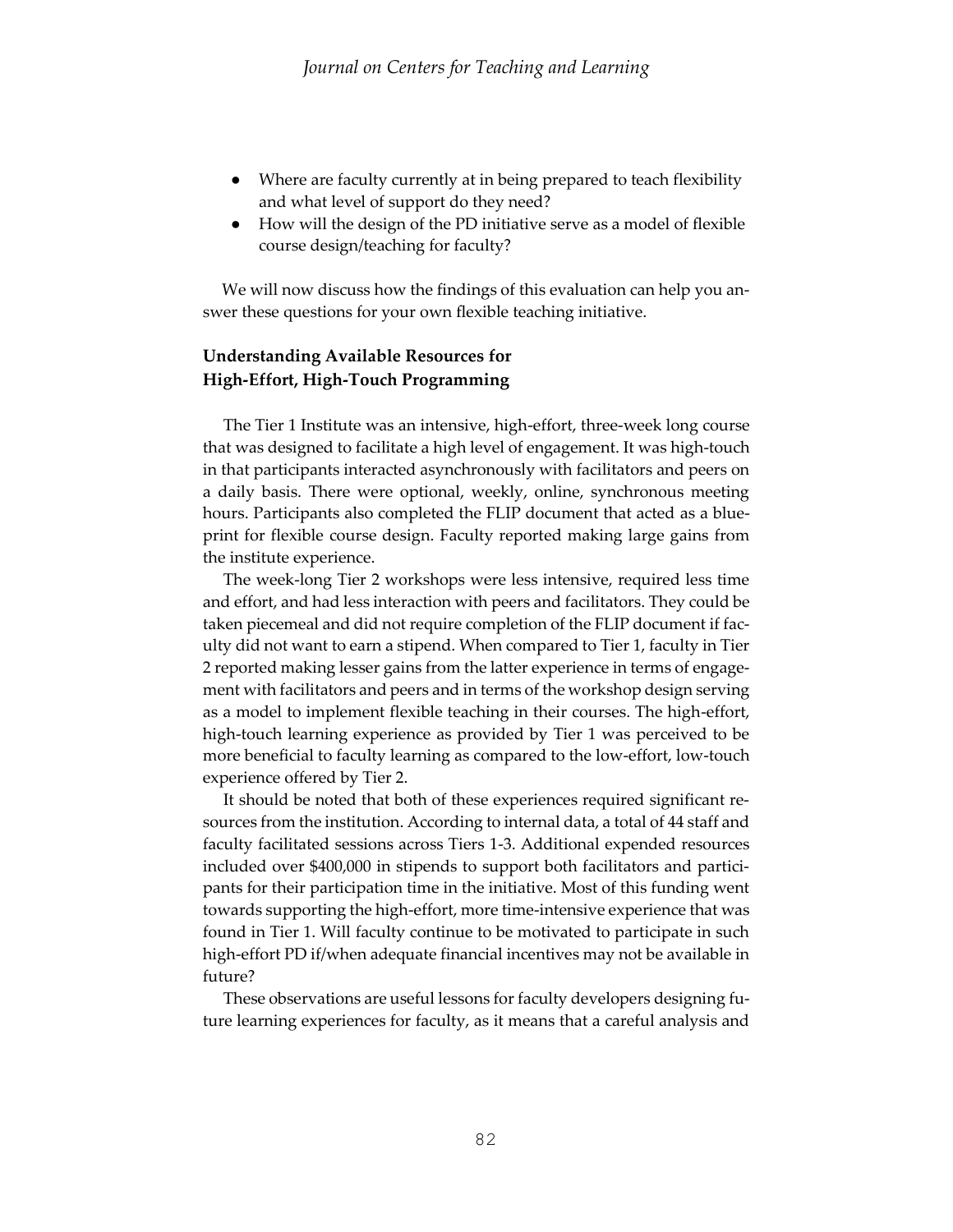- Where are faculty currently at in being prepared to teach flexibility and what level of support do they need?
- How will the design of the PD initiative serve as a model of flexible course design/teaching for faculty?

We will now discuss how the findings of this evaluation can help you answer these questions for your own flexible teaching initiative.

### Understanding Available Resources for High-Effort, High-Touch Programming

The Tier 1 Institute was an intensive, high-effort, three-week long course that was designed to facilitate a high level of engagement. It was high-touch in that participants interacted asynchronously with facilitators and peers on a daily basis. There were optional, weekly, online, synchronous meeting hours. Participants also completed the FLIP document that acted as a blueprint for flexible course design. Faculty reported making large gains from the institute experience.

The week-long Tier 2 workshops were less intensive, required less time and effort, and had less interaction with peers and facilitators. They could be taken piecemeal and did not require completion of the FLIP document if faculty did not want to earn a stipend. When compared to Tier 1, faculty in Tier 2 reported making lesser gains from the latter experience in terms of engagement with facilitators and peers and in terms of the workshop design serving as a model to implement flexible teaching in their courses. The high-effort, high-touch learning experience as provided by Tier 1 was perceived to be more beneficial to faculty learning as compared to the low-effort, low-touch experience offered by Tier 2.

It should be noted that both of these experiences required significant resources from the institution. According to internal data, a total of 44 staff and faculty facilitated sessions across Tiers 1-3. Additional expended resources included over $400,000 in stipends to support both facilitators and participants for their participation time in the initiative. Most of this funding went towards supporting the high-effort, more time-intensive experience that was found in Tier 1. Will faculty continue to be motivated to participate in such high-effort PD if/when adequate financial incentives may not be available in future?

These observations are useful lessons for faculty developers designing future learning experiences for faculty, as it means that a careful analysis and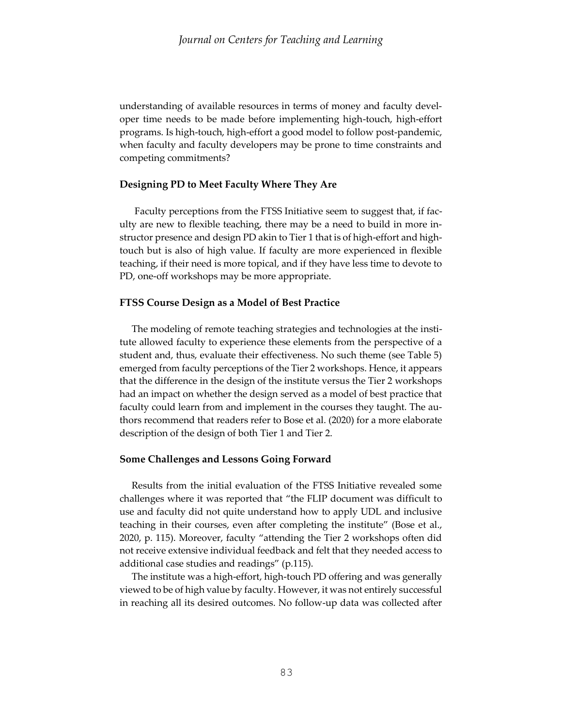understanding of available resources in terms of money and faculty developer time needs to be made before implementing high-touch, high-effort programs. Is high-touch, high-effort a good model to follow post-pandemic, when faculty and faculty developers may be prone to time constraints and competing commitments?

### Designing PD to Meet Faculty Where They Are

Faculty perceptions from the FTSS Initiative seem to suggest that, if faculty are new to flexible teaching, there may be a need to build in more instructor presence and design PD akin to Tier 1 that is of high-effort and high-touch but is also of high value. If faculty are more experienced in flexible teaching, if their need is more topical, and if they have less time to devote to PD, one-off workshops may be more appropriate.

### FTSS Course Design as a Model of Best Practice

The modeling of remote teaching strategies and technologies at the institute allowed faculty to experience these elements from the perspective of a student and, thus, evaluate their effectiveness. No such theme (see Table 5) emerged from faculty perceptions of the Tier 2 workshops. Hence, it appears that the difference in the design of the institute versus the Tier 2 workshops had an impact on whether the design served as a model of best practice that faculty could learn from and implement in the courses they taught. The authors recommend that readers refer to Bose et al. (2020) for a more elaborate description of the design of both Tier 1 and Tier 2.

### Some Challenges and Lessons Going Forward

Results from the initial evaluation of the FTSS Initiative revealed some challenges where it was reported that "the FLIP document was difficult to use and faculty did not quite understand how to apply UDL and inclusive teaching in their courses, even after completing the institute" (Bose et al., 2020, p. 115). Moreover, faculty "attending the Tier 2 workshops often did not receive extensive individual feedback and felt that they needed access to additional case studies and readings" (p.115).

The institute was a high-effort, high-touch PD offering and was generally viewed to be of high value by faculty. However, it was not entirely successful in reaching all its desired outcomes. No follow-up data was collected after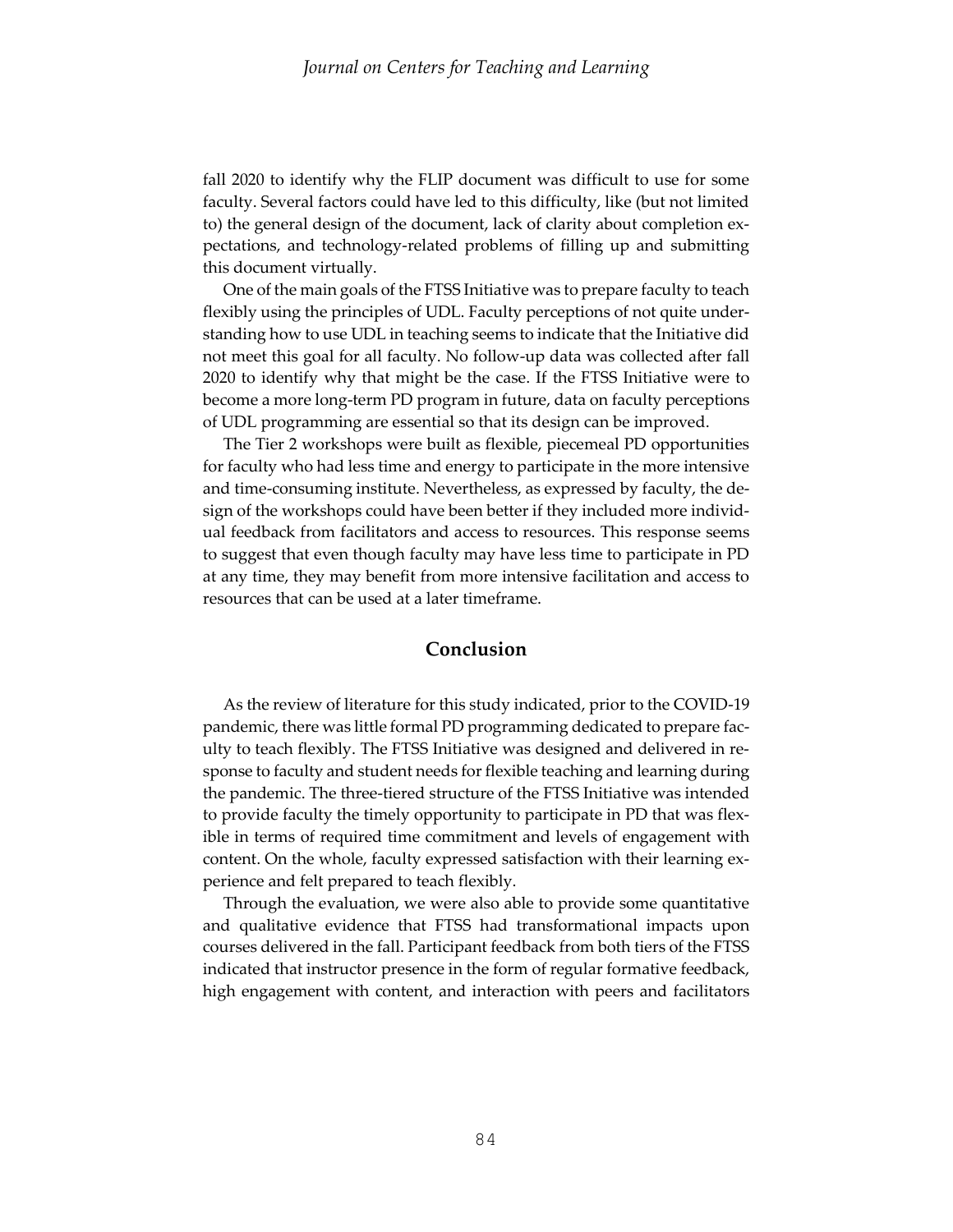fall 2020 to identify why the FLIP document was difficult to use for some faculty. Several factors could have led to this difficulty, like (but not limited to) the general design of the document, lack of clarity about completion expectations, and technology-related problems of filling up and submitting this document virtually.

One of the main goals of the FTSS Initiative was to prepare faculty to teach flexibly using the principles of UDL. Faculty perceptions of not quite understanding how to use UDL in teaching seems to indicate that the Initiative did not meet this goal for all faculty. No follow-up data was collected after fall 2020 to identify why that might be the case. If the FTSS Initiative were to become a more long-term PD program in future, data on faculty perceptions of UDL programming are essential so that its design can be improved.

The Tier 2 workshops were built as flexible, piecemeal PD opportunities for faculty who had less time and energy to participate in the more intensive and time-consuming institute. Nevertheless, as expressed by faculty, the design of the workshops could have been better if they included more individual feedback from facilitators and access to resources. This response seems to suggest that even though faculty may have less time to participate in PD at any time, they may benefit from more intensive facilitation and access to resources that can be used at a later timeframe.

## Conclusion

As the review of literature for this study indicated, prior to the COVID-19 pandemic, there was little formal PD programming dedicated to prepare faculty to teach flexibly. The FTSS Initiative was designed and delivered in response to faculty and student needs for flexible teaching and learning during the pandemic. The three-tiered structure of the FTSS Initiative was intended to provide faculty the timely opportunity to participate in PD that was flexible in terms of required time commitment and levels of engagement with content. On the whole, faculty expressed satisfaction with their learning experience and felt prepared to teach flexibly.

Through the evaluation, we were also able to provide some quantitative and qualitative evidence that FTSS had transformational impacts upon courses delivered in the fall. Participant feedback from both tiers of the FTSS indicated that instructor presence in the form of regular formative feedback, high engagement with content, and interaction with peers and facilitators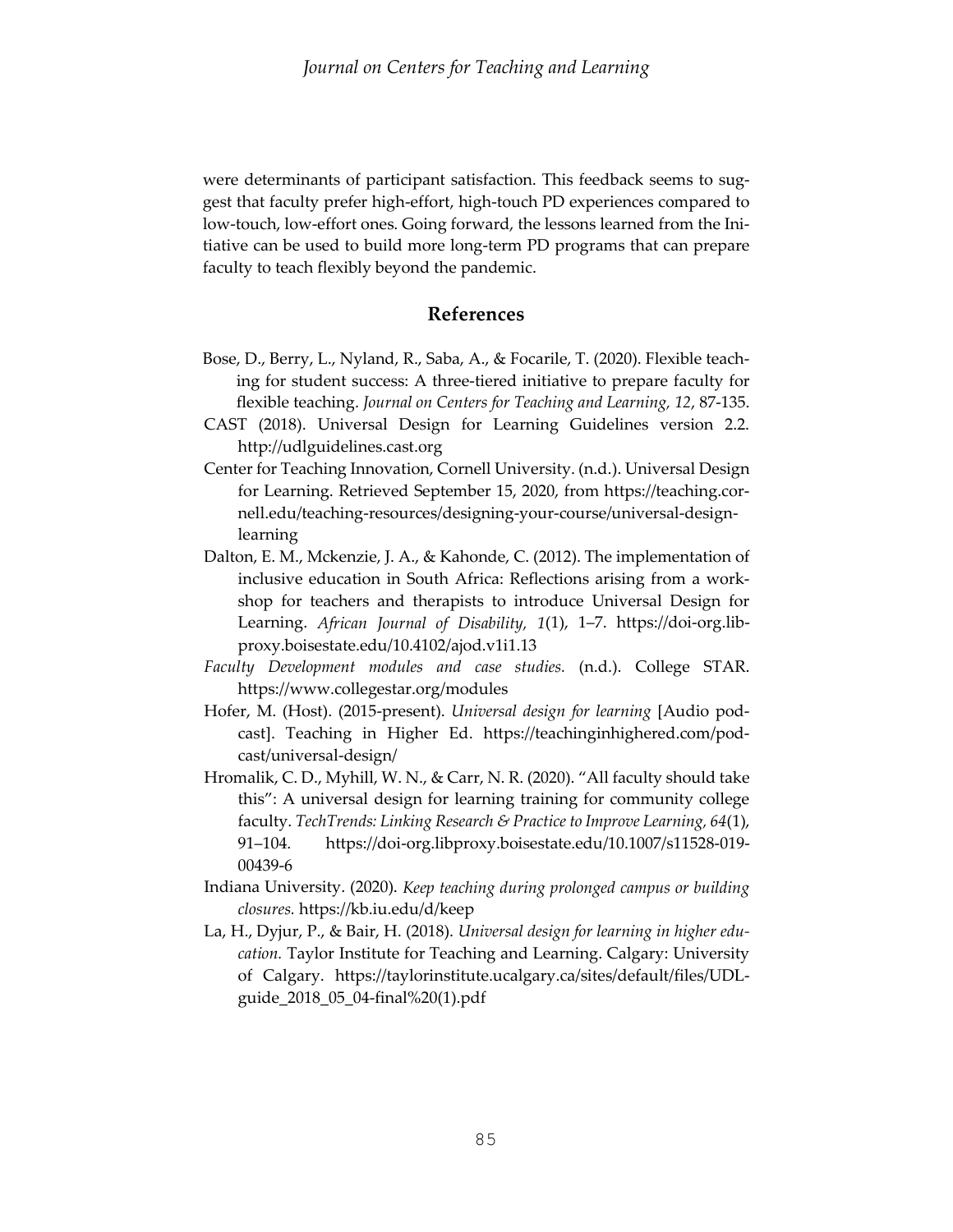were determinants of participant satisfaction. This feedback seems to suggest that faculty prefer high-effort, high-touch PD experiences compared to low-touch, low-effort ones. Going forward, the lessons learned from the Initiative can be used to build more long-term PD programs that can prepare faculty to teach flexibly beyond the pandemic.

## References

Bose, D., Berry, L., Nyland, R., Saba, A., & Focarile, T. (2020). Flexible teaching for student success: A three-tiered initiative to prepare faculty for flexible teaching. *Journal on Centers for Teaching and Learning, 12*, 87-135.

CAST (2018). Universal Design for Learning Guidelines version 2.2. http://udlguidelines.cast.org

Center for Teaching Innovation, Cornell University. (n.d.). Universal Design for Learning. Retrieved September 15, 2020, from https://teaching.cornell.edu/teaching-resources/designing-your-course/universal-design-learning

Dalton, E. M., Mckenzie, J. A., & Kahonde, C. (2012). The implementation of inclusive education in South Africa: Reflections arising from a workshop for teachers and therapists to introduce Universal Design for Learning. *African Journal of Disability, 1*(1), 1–7. https://doi-org.libproxy.boisestate.edu/10.4102/ajod.v1i1.13

*Faculty Development modules and case studies.* (n.d.). College STAR. https://www.collegestar.org/modules

Hofer, M. (Host). (2015-present). *Universal design for learning* [Audio podcast]. Teaching in Higher Ed. https://teachinginhighered.com/podcast/universal-design/

Hromalik, C. D., Myhill, W. N., & Carr, N. R. (2020). "All faculty should take this": A universal design for learning training for community college faculty. *TechTrends: Linking Research & Practice to Improve Learning, 64*(1), 91–104. https://doi-org.libproxy.boisestate.edu/10.1007/s11528-019-00439-6

Indiana University. (2020). *Keep teaching during prolonged campus or building closures.* https://kb.iu.edu/d/keep

La, H., Dyjur, P., & Bair, H. (2018). *Universal design for learning in higher education.* Taylor Institute for Teaching and Learning. Calgary: University of Calgary. https://taylorinstitute.ucalgary.ca/sites/default/files/UDL-guide_2018_05_04-final%20(1).pdf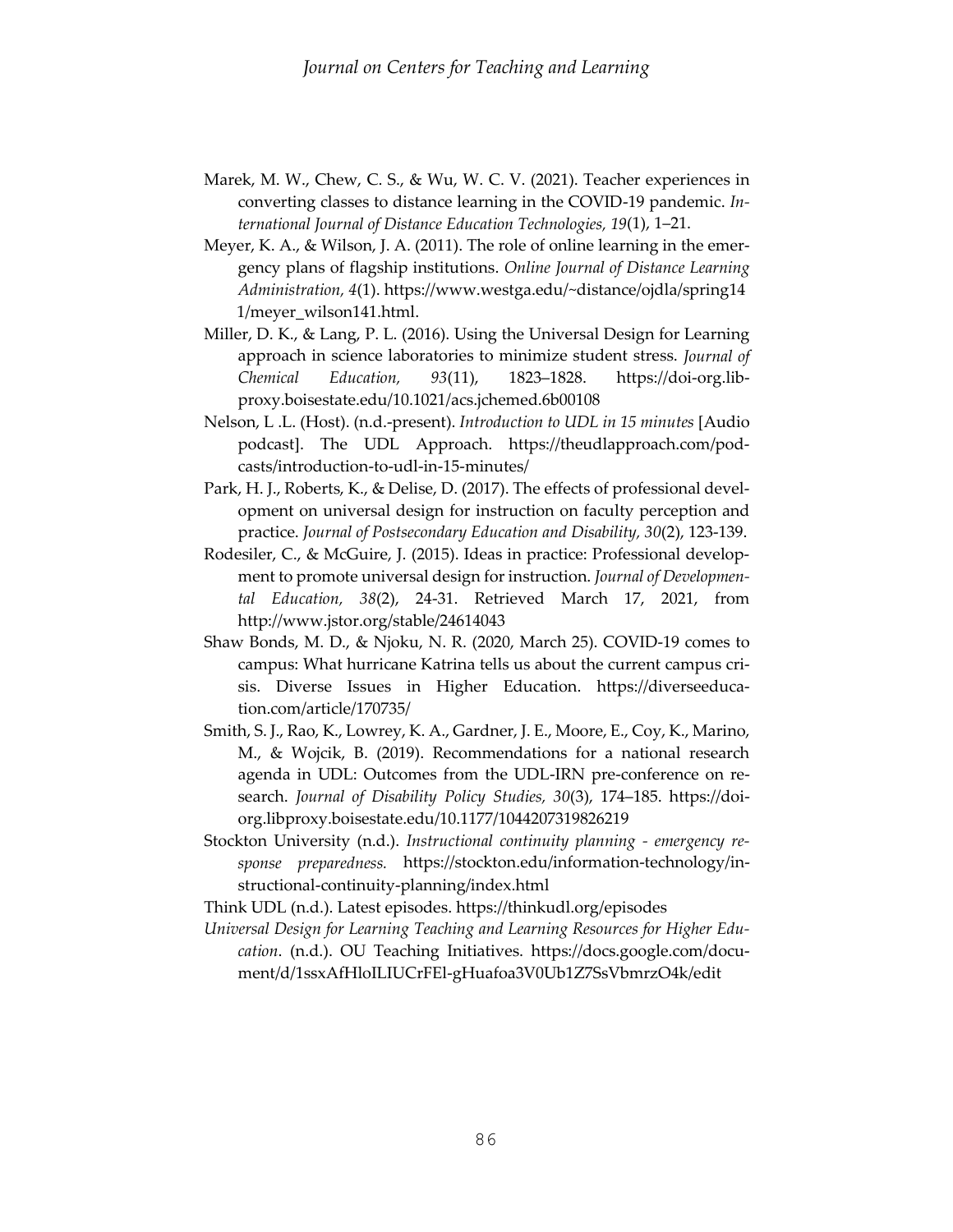Marek, M. W., Chew, C. S., & Wu, W. C. V. (2021). Teacher experiences in converting classes to distance learning in the COVID-19 pandemic. *International Journal of Distance Education Technologies, 19*(1), 1–21.

Meyer, K. A., & Wilson, J. A. (2011). The role of online learning in the emergency plans of flagship institutions. *Online Journal of Distance Learning Administration, 4*(1). https://www.westga.edu/~distance/ojdla/spring141/meyer_wilson141.html.

Miller, D. K., & Lang, P. L. (2016). Using the Universal Design for Learning approach in science laboratories to minimize student stress. *Journal of Chemical Education, 93*(11), 1823–1828. https://doi-org.libproxy.boisestate.edu/10.1021/acs.jchemed.6b00108

Nelson, L .L. (Host). (n.d.-present). *Introduction to UDL in 15 minutes* [Audio podcast]. The UDL Approach. https://theudlapproach.com/podcasts/introduction-to-udl-in-15-minutes/

Park, H. J., Roberts, K., & Delise, D. (2017). The effects of professional development on universal design for instruction on faculty perception and practice. *Journal of Postsecondary Education and Disability, 30*(2), 123-139.

Rodesiler, C., & McGuire, J. (2015). Ideas in practice: Professional development to promote universal design for instruction. *Journal of Developmental Education, 38*(2), 24-31. Retrieved March 17, 2021, from http://www.jstor.org/stable/24614043

Shaw Bonds, M. D., & Njoku, N. R. (2020, March 25). COVID-19 comes to campus: What hurricane Katrina tells us about the current campus crisis. Diverse Issues in Higher Education. https://diverseeducation.com/article/170735/

Smith, S. J., Rao, K., Lowrey, K. A., Gardner, J. E., Moore, E., Coy, K., Marino, M., & Wojcik, B. (2019). Recommendations for a national research agenda in UDL: Outcomes from the UDL-IRN pre-conference on research. *Journal of Disability Policy Studies, 30*(3), 174–185. https://doi-org.libproxy.boisestate.edu/10.1177/1044207319826219

Stockton University (n.d.). *Instructional continuity planning - emergency response preparedness.* https://stockton.edu/information-technology/instructional-continuity-planning/index.html

Think UDL (n.d.). Latest episodes. https://thinkudl.org/episodes

*Universal Design for Learning Teaching and Learning Resources for Higher Education*. (n.d.). OU Teaching Initiatives. https://docs.google.com/document/d/1ssxAfHloILIUCrFEl-gHuafoa3V0Ub1Z7SsVbmrzO4k/edit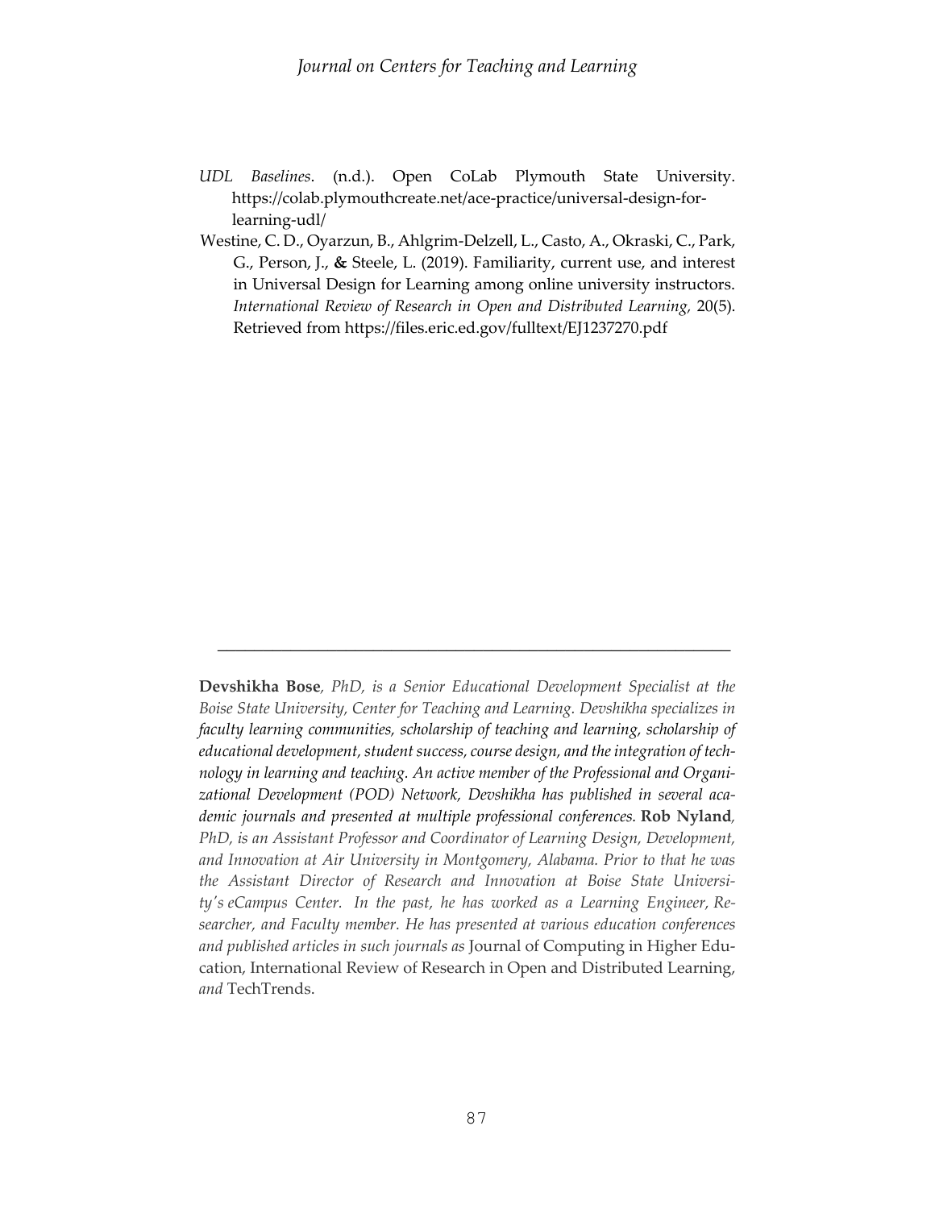*UDL Baselines*. (n.d.). Open CoLab Plymouth State University. https://colab.plymouthcreate.net/ace-practice/universal-design-for-learning-udl/

Westine, C. D., Oyarzun, B., Ahlgrim-Delzell, L., Casto, A., Okraski, C., Park, G., Person, J., **&** Steele, L. (2019). Familiarity, current use, and interest in Universal Design for Learning among online university instructors. *International Review of Research in Open and Distributed Learning,* 20(5). Retrieved from https://files.eric.ed.gov/fulltext/EJ1237270.pdf

---

**Devshikha Bose***, PhD, is a Senior Educational Development Specialist at the Boise State University, Center for Teaching and Learning. Devshikha specializes in faculty learning communities, scholarship of teaching and learning, scholarship of educational development, student success, course design, and the integration of technology in learning and teaching. An active member of the Professional and Organizational Development (POD) Network, Devshikha has published in several academic journals and presented at multiple professional conferences.* **Rob Nyland***, PhD, is an Assistant Professor and Coordinator of Learning Design, Development, and Innovation at Air University in Montgomery, Alabama. Prior to that he was the Assistant Director of Research and Innovation at Boise State University's eCampus Center. In the past, he has worked as a Learning Engineer, Researcher, and Faculty member. He has presented at various education conferences and published articles in such journals as* Journal of Computing in Higher Education, International Review of Research in Open and Distributed Learning, *and* TechTrends.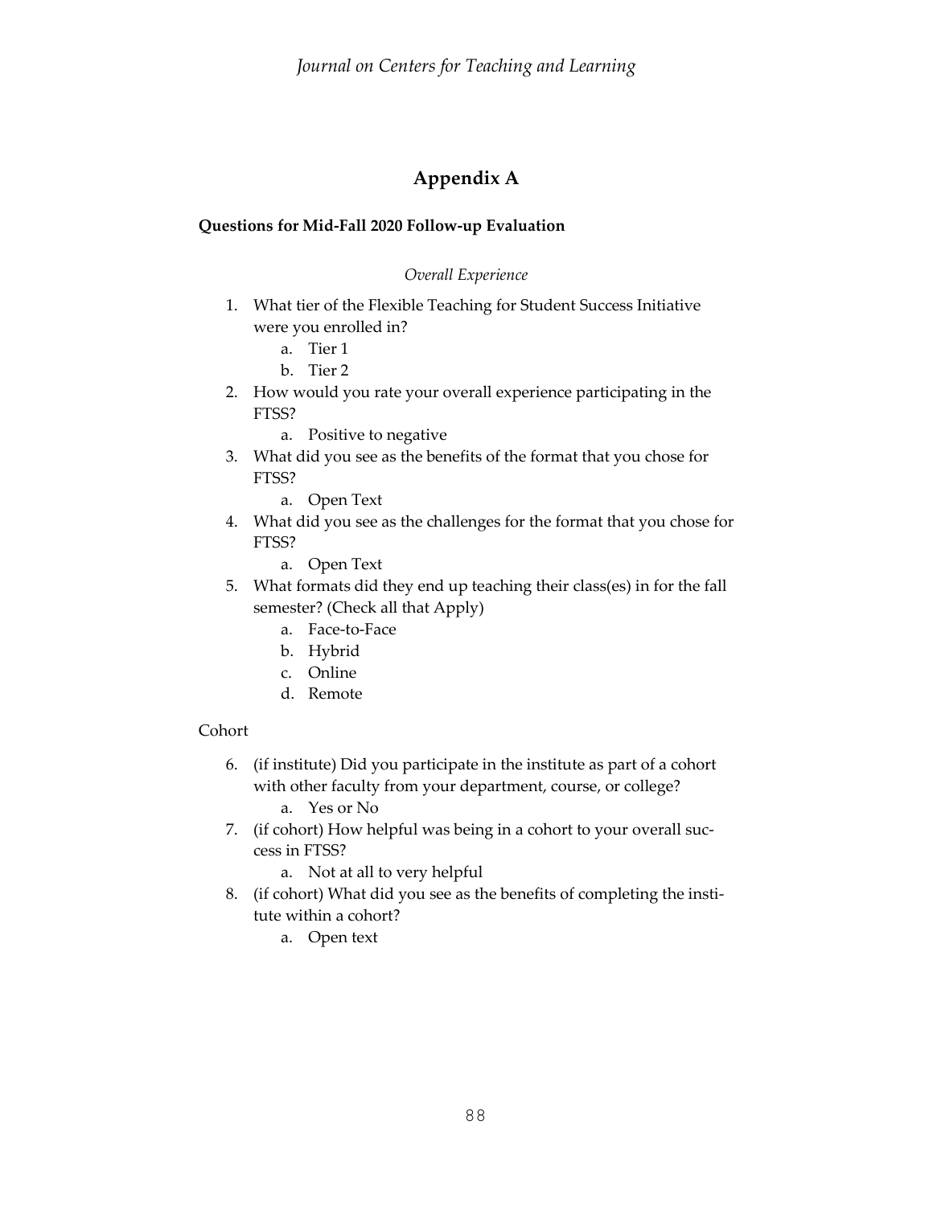# Appendix A

**Questions for Mid-Fall 2020 Follow-up Evaluation**

*Overall Experience*

1. What tier of the Flexible Teaching for Student Success Initiative were you enrolled in?
    a. Tier 1
    b. Tier 2
2. How would you rate your overall experience participating in the FTSS?
    a. Positive to negative
3. What did you see as the benefits of the format that you chose for FTSS?
    a. Open Text
4. What did you see as the challenges for the format that you chose for FTSS?
    a. Open Text
5. What formats did they end up teaching their class(es) in for the fall semester? (Check all that Apply)
    a. Face-to-Face
    b. Hybrid
    c. Online
    d. Remote

Cohort

6. (if institute) Did you participate in the institute as part of a cohort with other faculty from your department, course, or college?
    a. Yes or No
7. (if cohort) How helpful was being in a cohort to your overall success in FTSS?
    a. Not at all to very helpful
8. (if cohort) What did you see as the benefits of completing the institute within a cohort?
    a. Open text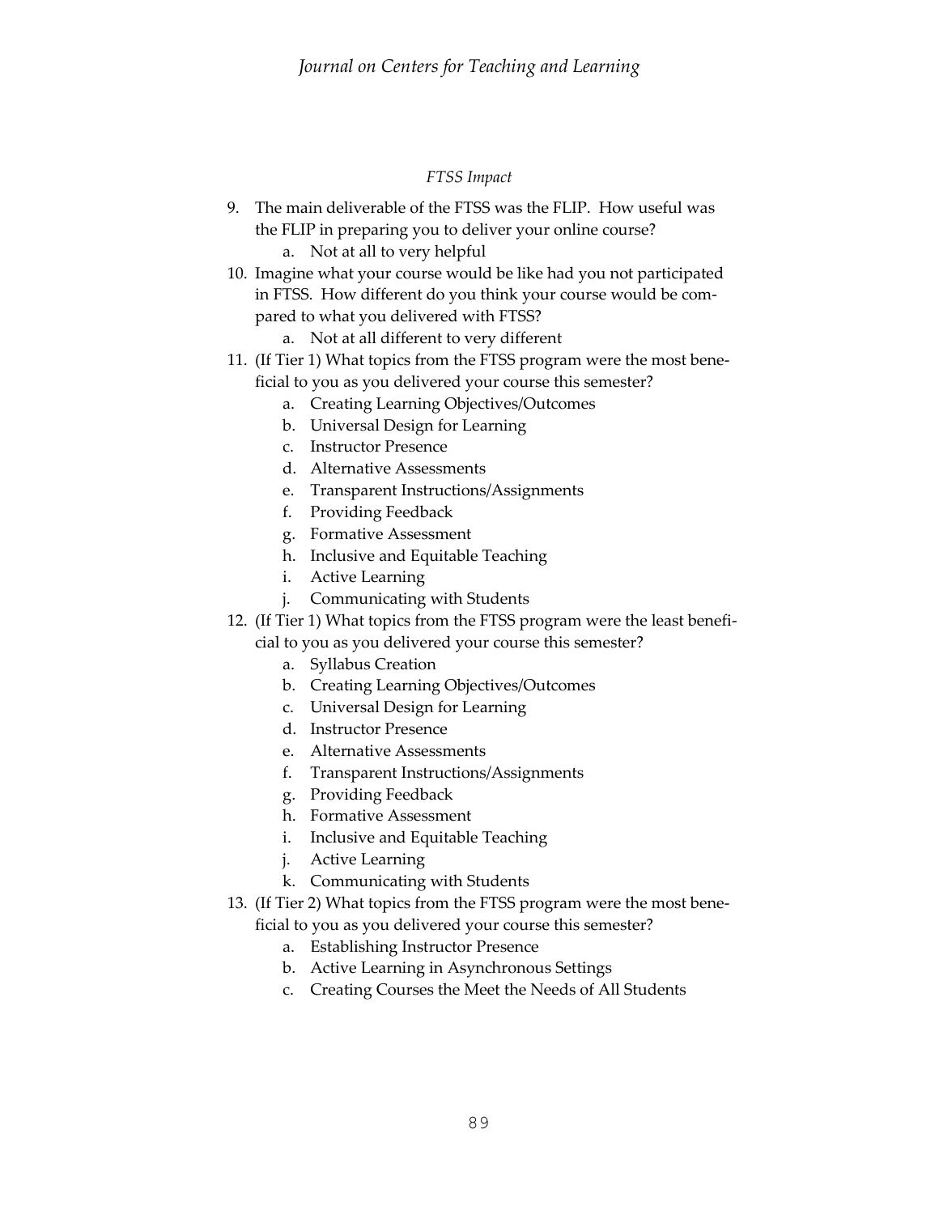*FTSS Impact*

9. The main deliverable of the FTSS was the FLIP. How useful was the FLIP in preparing you to deliver your online course?
    a. Not at all to very helpful
10. Imagine what your course would be like had you not participated in FTSS. How different do you think your course would be compared to what you delivered with FTSS?
    a. Not at all different to very different
11. (If Tier 1) What topics from the FTSS program were the most beneficial to you as you delivered your course this semester?
    a. Creating Learning Objectives/Outcomes
    b. Universal Design for Learning
    c. Instructor Presence
    d. Alternative Assessments
    e. Transparent Instructions/Assignments
    f. Providing Feedback
    g. Formative Assessment
    h. Inclusive and Equitable Teaching
    i. Active Learning
    j. Communicating with Students
12. (If Tier 1) What topics from the FTSS program were the least beneficial to you as you delivered your course this semester?
    a. Syllabus Creation
    b. Creating Learning Objectives/Outcomes
    c. Universal Design for Learning
    d. Instructor Presence
    e. Alternative Assessments
    f. Transparent Instructions/Assignments
    g. Providing Feedback
    h. Formative Assessment
    i. Inclusive and Equitable Teaching
    j. Active Learning
    k. Communicating with Students
13. (If Tier 2) What topics from the FTSS program were the most beneficial to you as you delivered your course this semester?
    a. Establishing Instructor Presence
    b. Active Learning in Asynchronous Settings
    c. Creating Courses the Meet the Needs of All Students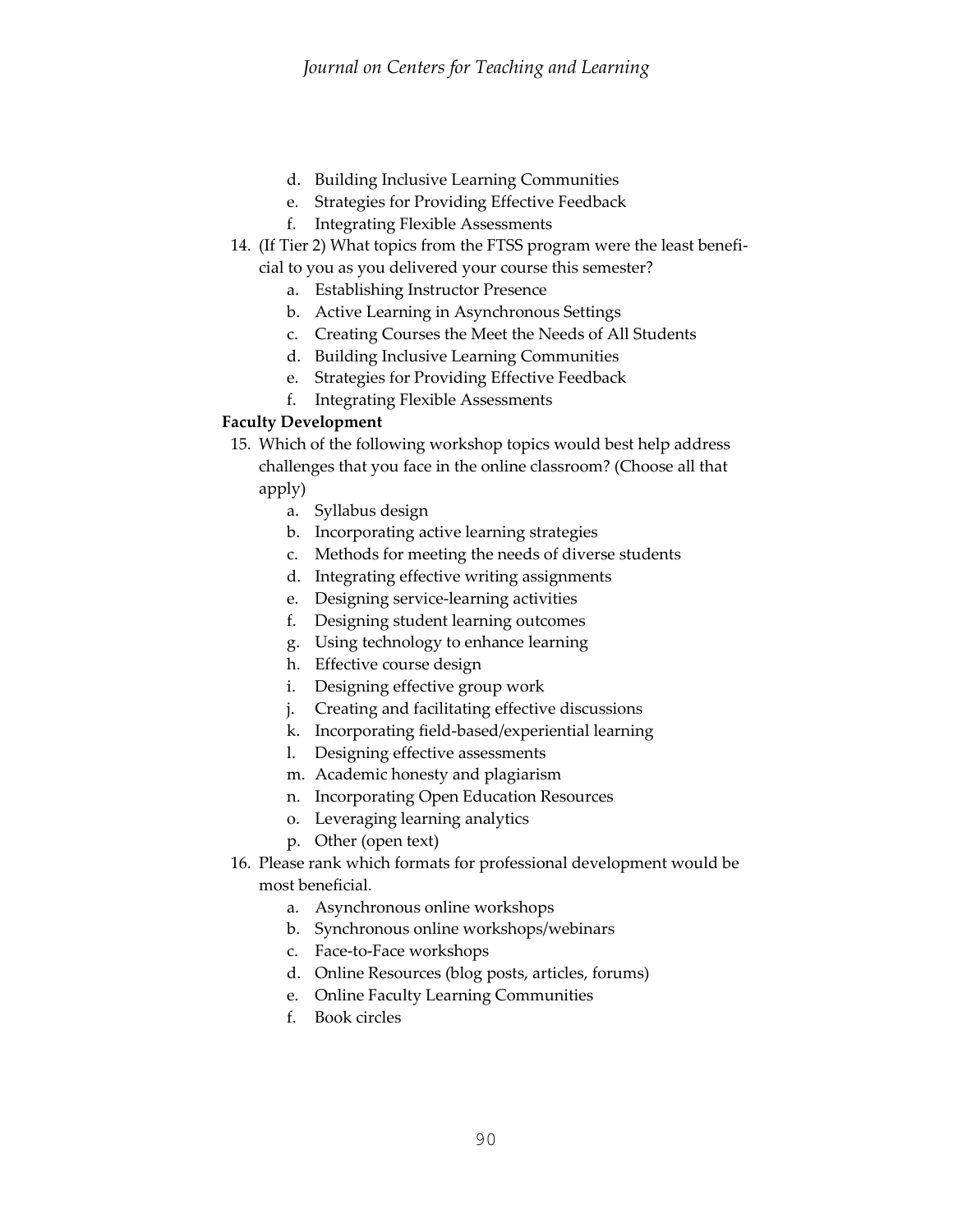d. Building Inclusive Learning Communities
   e. Strategies for Providing Effective Feedback
   f. Integrating Flexible Assessments

14. (If Tier 2) What topics from the FTSS program were the least beneficial to you as you delivered your course this semester?
   a. Establishing Instructor Presence
   b. Active Learning in Asynchronous Settings
   c. Creating Courses the Meet the Needs of All Students
   d. Building Inclusive Learning Communities
   e. Strategies for Providing Effective Feedback
   f. Integrating Flexible Assessments

**Faculty Development**

15. Which of the following workshop topics would best help address challenges that you face in the online classroom? (Choose all that apply)
   a. Syllabus design
   b. Incorporating active learning strategies
   c. Methods for meeting the needs of diverse students
   d. Integrating effective writing assignments
   e. Designing service-learning activities
   f. Designing student learning outcomes
   g. Using technology to enhance learning
   h. Effective course design
   i. Designing effective group work
   j. Creating and facilitating effective discussions
   k. Incorporating field-based/experiential learning
   l. Designing effective assessments
   m. Academic honesty and plagiarism
   n. Incorporating Open Education Resources
   o. Leveraging learning analytics
   p. Other (open text)

16. Please rank which formats for professional development would be most beneficial.
   a. Asynchronous online workshops
   b. Synchronous online workshops/webinars
   c. Face-to-Face workshops
   d. Online Resources (blog posts, articles, forums)
   e. Online Faculty Learning Communities
   f. Book circles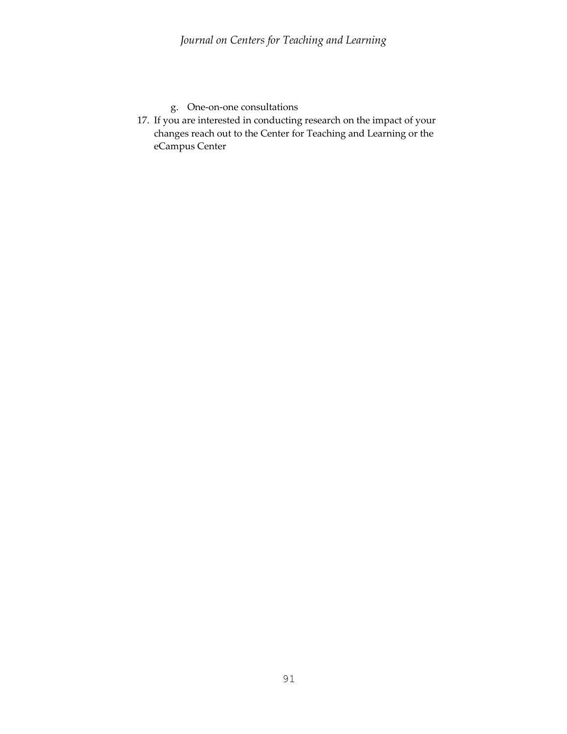g. One-on-one consultations

17. If you are interested in conducting research on the impact of your changes reach out to the Center for Teaching and Learning or the eCampus Center